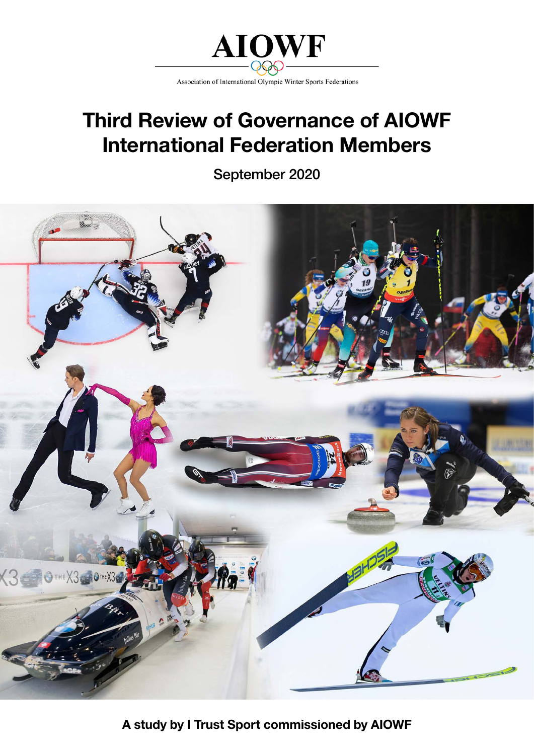# AIOWF

Association of International Olympic Winter Sports Federations

# Third Review of Governance of AIOWF International Federation Members

September 2020

**A study by I Trust Sport commissioned by AIOWF**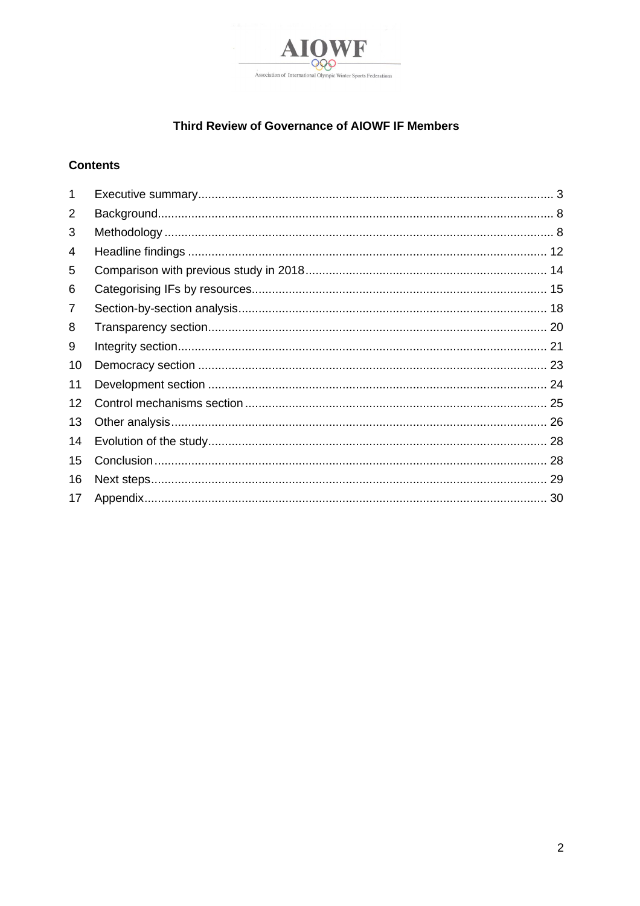AIOWF

Association of International Olympic Winter Sports Federations

# Third Review of Governance of AIOWF IF Members

## Contents

| | | |
|---|---|---|
| 1 | Executive summary | 3 |
| 2 | Background | 8 |
| 3 | Methodology | 8 |
| 4 | Headline findings | 12 |
| 5 | Comparison with previous study in 2018 | 14 |
| 6 | Categorising IFs by resources | 15 |
| 7 | Section-by-section analysis | 18 |
| 8 | Transparency section | 20 |
| 9 | Integrity section | 21 |
| 10 | Democracy section | 23 |
| 11 | Development section | 24 |
| 12 | Control mechanisms section | 25 |
| 13 | Other analysis | 26 |
| 14 | Evolution of the study | 28 |
| 15 | Conclusion | 28 |
| 16 | Next steps | 29 |
| 17 | Appendix | 30 |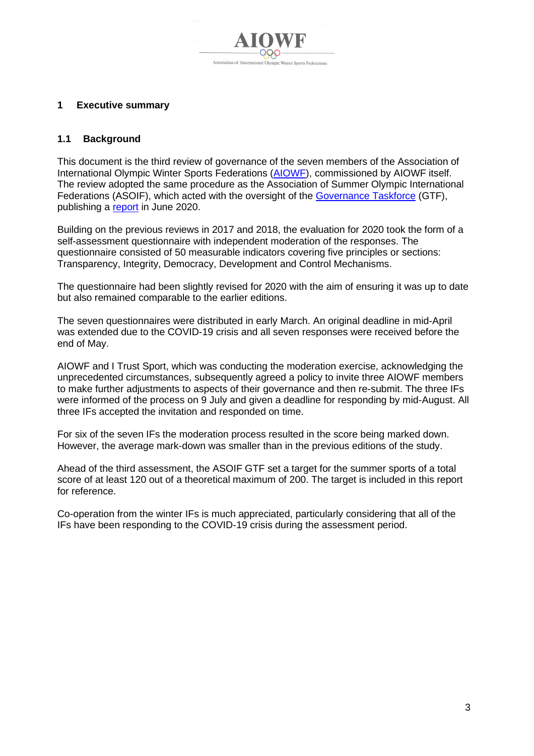# 1 Executive summary

## 1.1 Background

This document is the third review of governance of the seven members of the Association of International Olympic Winter Sports Federations (AIOWF), commissioned by AIOWF itself. The review adopted the same procedure as the Association of Summer Olympic International Federations (ASOIF), which acted with the oversight of the Governance Taskforce (GTF), publishing a report in June 2020.

Building on the previous reviews in 2017 and 2018, the evaluation for 2020 took the form of a self-assessment questionnaire with independent moderation of the responses. The questionnaire consisted of 50 measurable indicators covering five principles or sections: Transparency, Integrity, Democracy, Development and Control Mechanisms.

The questionnaire had been slightly revised for 2020 with the aim of ensuring it was up to date but also remained comparable to the earlier editions.

The seven questionnaires were distributed in early March. An original deadline in mid-April was extended due to the COVID-19 crisis and all seven responses were received before the end of May.

AIOWF and I Trust Sport, which was conducting the moderation exercise, acknowledging the unprecedented circumstances, subsequently agreed a policy to invite three AIOWF members to make further adjustments to aspects of their governance and then re-submit. The three IFs were informed of the process on 9 July and given a deadline for responding by mid-August. All three IFs accepted the invitation and responded on time.

For six of the seven IFs the moderation process resulted in the score being marked down. However, the average mark-down was smaller than in the previous editions of the study.

Ahead of the third assessment, the ASOIF GTF set a target for the summer sports of a total score of at least 120 out of a theoretical maximum of 200. The target is included in this report for reference.

Co-operation from the winter IFs is much appreciated, particularly considering that all of the IFs have been responding to the COVID-19 crisis during the assessment period.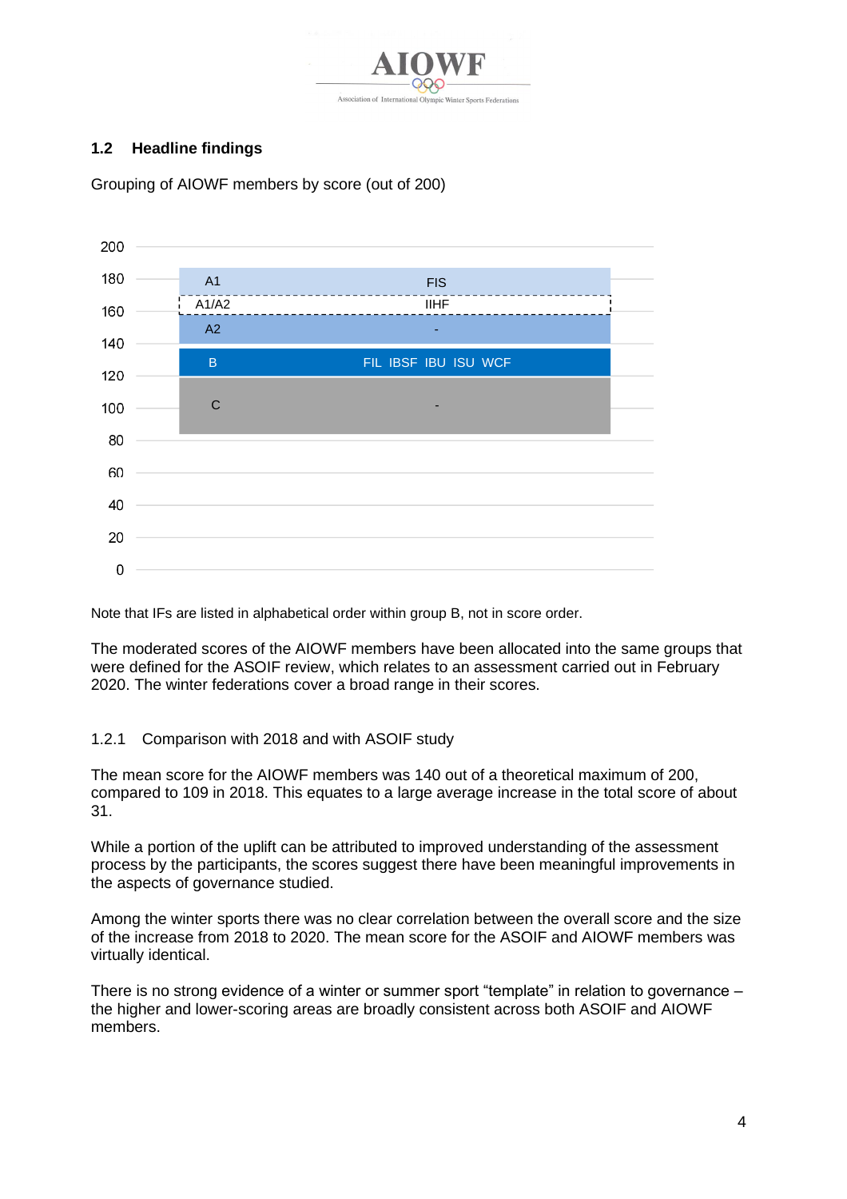## 1.2 Headline findings

Grouping of AIOWF members by score (out of 200)

| Group | Members |
|---|---|
| A1 | FIS |
| A1/A2 | IIHF |
| A2 | - |
| B | FIL IBSF IBU ISU WCF |
| C | - |

Note that IFs are listed in alphabetical order within group B, not in score order.

The moderated scores of the AIOWF members have been allocated into the same groups that were defined for the ASOIF review, which relates to an assessment carried out in February 2020. The winter federations cover a broad range in their scores.

### 1.2.1 Comparison with 2018 and with ASOIF study

The mean score for the AIOWF members was 140 out of a theoretical maximum of 200, compared to 109 in 2018. This equates to a large average increase in the total score of about 31.

While a portion of the uplift can be attributed to improved understanding of the assessment process by the participants, the scores suggest there have been meaningful improvements in the aspects of governance studied.

Among the winter sports there was no clear correlation between the overall score and the size of the increase from 2018 to 2020. The mean score for the ASOIF and AIOWF members was virtually identical.

There is no strong evidence of a winter or summer sport "template" in relation to governance – the higher and lower-scoring areas are broadly consistent across both ASOIF and AIOWF members.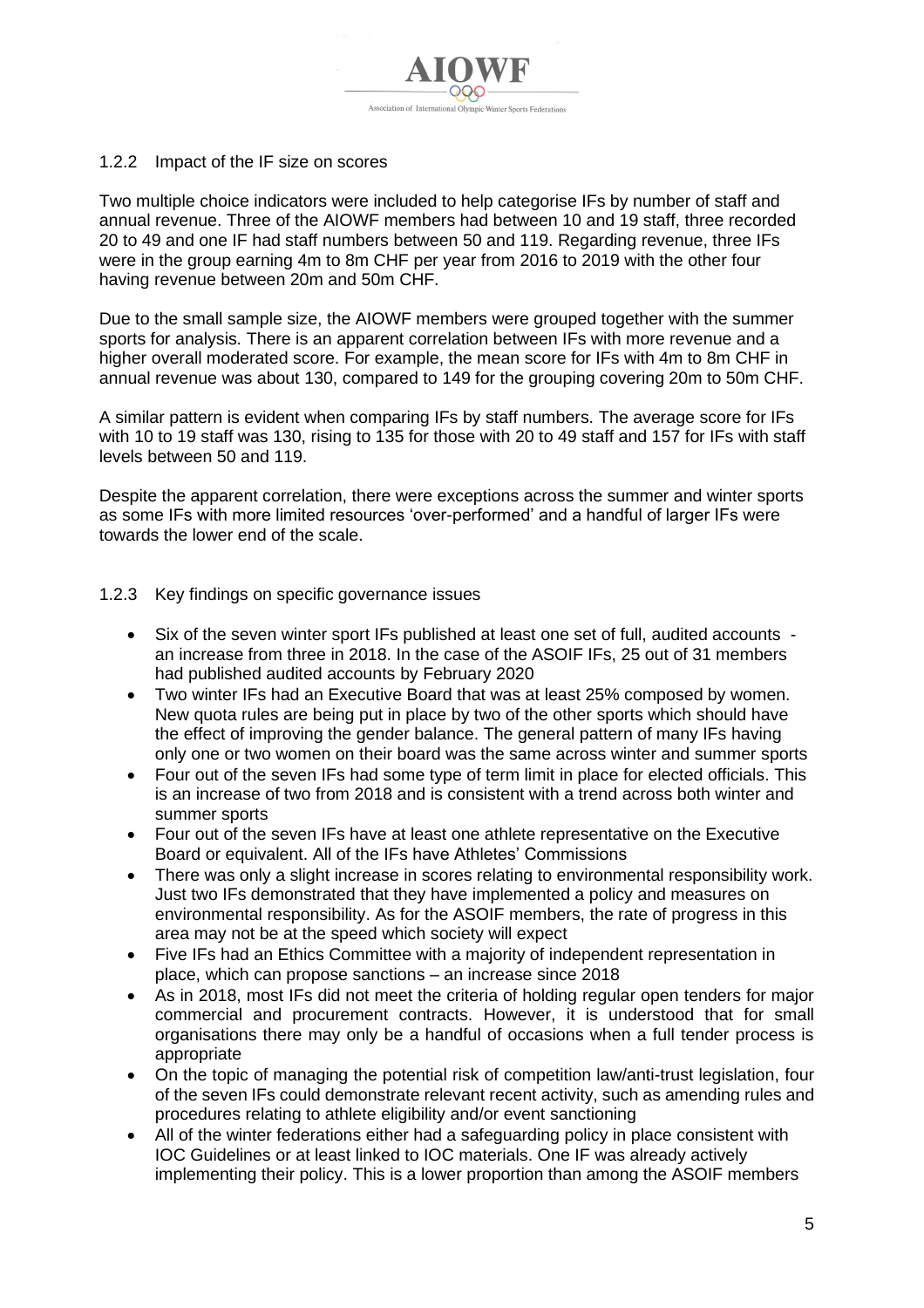### 1.2.2 Impact of the IF size on scores

Two multiple choice indicators were included to help categorise IFs by number of staff and annual revenue. Three of the AIOWF members had between 10 and 19 staff, three recorded 20 to 49 and one IF had staff numbers between 50 and 119. Regarding revenue, three IFs were in the group earning 4m to 8m CHF per year from 2016 to 2019 with the other four having revenue between 20m and 50m CHF.

Due to the small sample size, the AIOWF members were grouped together with the summer sports for analysis. There is an apparent correlation between IFs with more revenue and a higher overall moderated score. For example, the mean score for IFs with 4m to 8m CHF in annual revenue was about 130, compared to 149 for the grouping covering 20m to 50m CHF.

A similar pattern is evident when comparing IFs by staff numbers. The average score for IFs with 10 to 19 staff was 130, rising to 135 for those with 20 to 49 staff and 157 for IFs with staff levels between 50 and 119.

Despite the apparent correlation, there were exceptions across the summer and winter sports as some IFs with more limited resources 'over-performed' and a handful of larger IFs were towards the lower end of the scale.

### 1.2.3 Key findings on specific governance issues

- Six of the seven winter sport IFs published at least one set of full, audited accounts - an increase from three in 2018. In the case of the ASOIF IFs, 25 out of 31 members had published audited accounts by February 2020
- Two winter IFs had an Executive Board that was at least 25% composed by women. New quota rules are being put in place by two of the other sports which should have the effect of improving the gender balance. The general pattern of many IFs having only one or two women on their board was the same across winter and summer sports
- Four out of the seven IFs had some type of term limit in place for elected officials. This is an increase of two from 2018 and is consistent with a trend across both winter and summer sports
- Four out of the seven IFs have at least one athlete representative on the Executive Board or equivalent. All of the IFs have Athletes' Commissions
- There was only a slight increase in scores relating to environmental responsibility work. Just two IFs demonstrated that they have implemented a policy and measures on environmental responsibility. As for the ASOIF members, the rate of progress in this area may not be at the speed which society will expect
- Five IFs had an Ethics Committee with a majority of independent representation in place, which can propose sanctions – an increase since 2018
- As in 2018, most IFs did not meet the criteria of holding regular open tenders for major commercial and procurement contracts. However, it is understood that for small organisations there may only be a handful of occasions when a full tender process is appropriate
- On the topic of managing the potential risk of competition law/anti-trust legislation, four of the seven IFs could demonstrate relevant recent activity, such as amending rules and procedures relating to athlete eligibility and/or event sanctioning
- All of the winter federations either had a safeguarding policy in place consistent with IOC Guidelines or at least linked to IOC materials. One IF was already actively implementing their policy. This is a lower proportion than among the ASOIF members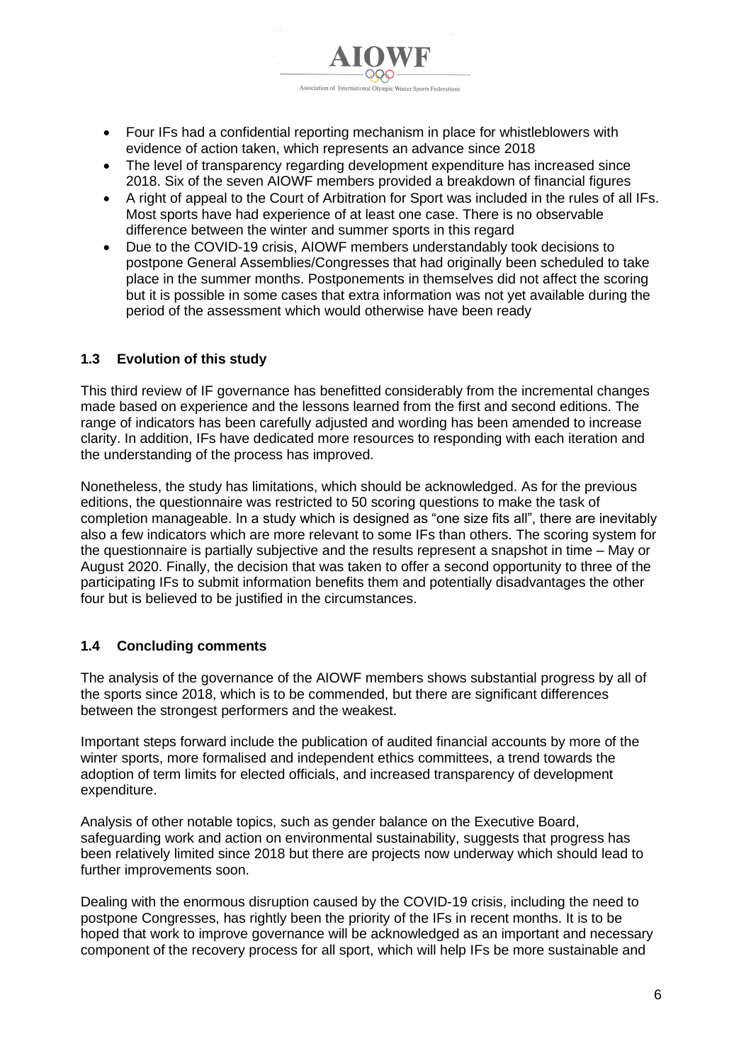- Four IFs had a confidential reporting mechanism in place for whistleblowers with evidence of action taken, which represents an advance since 2018
- The level of transparency regarding development expenditure has increased since 2018. Six of the seven AIOWF members provided a breakdown of financial figures
- A right of appeal to the Court of Arbitration for Sport was included in the rules of all IFs. Most sports have had experience of at least one case. There is no observable difference between the winter and summer sports in this regard
- Due to the COVID-19 crisis, AIOWF members understandably took decisions to postpone General Assemblies/Congresses that had originally been scheduled to take place in the summer months. Postponements in themselves did not affect the scoring but it is possible in some cases that extra information was not yet available during the period of the assessment which would otherwise have been ready

### 1.3 Evolution of this study

This third review of IF governance has benefitted considerably from the incremental changes made based on experience and the lessons learned from the first and second editions. The range of indicators has been carefully adjusted and wording has been amended to increase clarity. In addition, IFs have dedicated more resources to responding with each iteration and the understanding of the process has improved.

Nonetheless, the study has limitations, which should be acknowledged. As for the previous editions, the questionnaire was restricted to 50 scoring questions to make the task of completion manageable. In a study which is designed as "one size fits all", there are inevitably also a few indicators which are more relevant to some IFs than others. The scoring system for the questionnaire is partially subjective and the results represent a snapshot in time – May or August 2020. Finally, the decision that was taken to offer a second opportunity to three of the participating IFs to submit information benefits them and potentially disadvantages the other four but is believed to be justified in the circumstances.

### 1.4 Concluding comments

The analysis of the governance of the AIOWF members shows substantial progress by all of the sports since 2018, which is to be commended, but there are significant differences between the strongest performers and the weakest.

Important steps forward include the publication of audited financial accounts by more of the winter sports, more formalised and independent ethics committees, a trend towards the adoption of term limits for elected officials, and increased transparency of development expenditure.

Analysis of other notable topics, such as gender balance on the Executive Board, safeguarding work and action on environmental sustainability, suggests that progress has been relatively limited since 2018 but there are projects now underway which should lead to further improvements soon.

Dealing with the enormous disruption caused by the COVID-19 crisis, including the need to postpone Congresses, has rightly been the priority of the IFs in recent months. It is to be hoped that work to improve governance will be acknowledged as an important and necessary component of the recovery process for all sport, which will help IFs be more sustainable and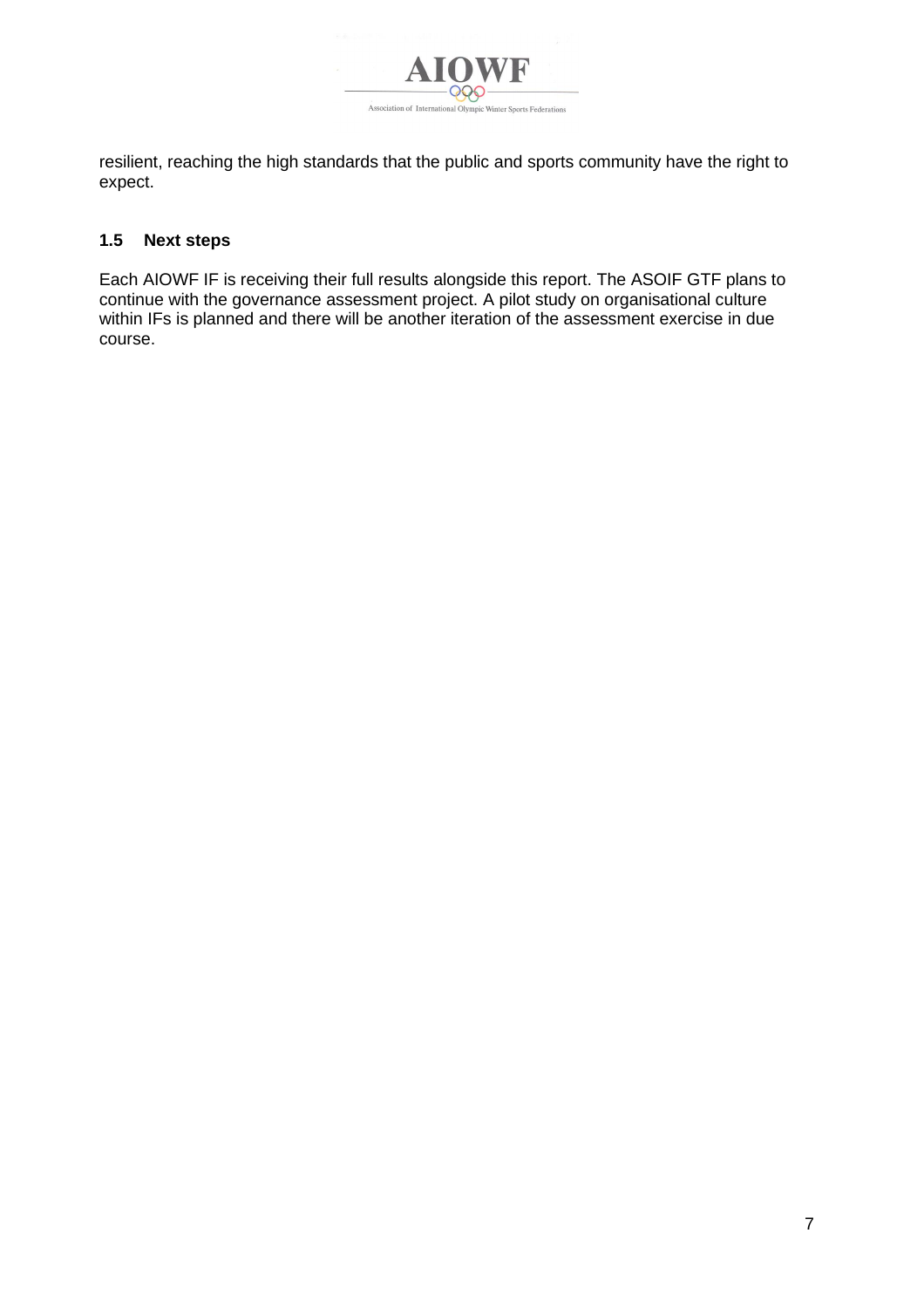resilient, reaching the high standards that the public and sports community have the right to expect.

### 1.5 Next steps

Each AIOWF IF is receiving their full results alongside this report. The ASOIF GTF plans to continue with the governance assessment project. A pilot study on organisational culture within IFs is planned and there will be another iteration of the assessment exercise in due course.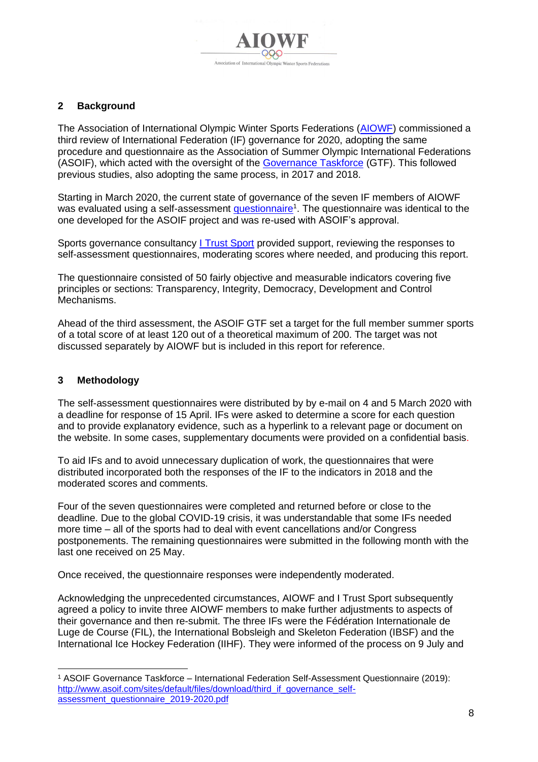## 2 Background

The Association of International Olympic Winter Sports Federations (AIOWF) commissioned a third review of International Federation (IF) governance for 2020, adopting the same procedure and questionnaire as the Association of Summer Olympic International Federations (ASOIF), which acted with the oversight of the Governance Taskforce (GTF). This followed previous studies, also adopting the same process, in 2017 and 2018.

Starting in March 2020, the current state of governance of the seven IF members of AIOWF was evaluated using a self-assessment questionnaire[1]. The questionnaire was identical to the one developed for the ASOIF project and was re-used with ASOIF's approval.

Sports governance consultancy I Trust Sport provided support, reviewing the responses to self-assessment questionnaires, moderating scores where needed, and producing this report.

The questionnaire consisted of 50 fairly objective and measurable indicators covering five principles or sections: Transparency, Integrity, Democracy, Development and Control Mechanisms.

Ahead of the third assessment, the ASOIF GTF set a target for the full member summer sports of a total score of at least 120 out of a theoretical maximum of 200. The target was not discussed separately by AIOWF but is included in this report for reference.

## 3 Methodology

The self-assessment questionnaires were distributed by by e-mail on 4 and 5 March 2020 with a deadline for response of 15 April. IFs were asked to determine a score for each question and to provide explanatory evidence, such as a hyperlink to a relevant page or document on the website. In some cases, supplementary documents were provided on a confidential basis.

To aid IFs and to avoid unnecessary duplication of work, the questionnaires that were distributed incorporated both the responses of the IF to the indicators in 2018 and the moderated scores and comments.

Four of the seven questionnaires were completed and returned before or close to the deadline. Due to the global COVID-19 crisis, it was understandable that some IFs needed more time – all of the sports had to deal with event cancellations and/or Congress postponements. The remaining questionnaires were submitted in the following month with the last one received on 25 May.

Once received, the questionnaire responses were independently moderated.

Acknowledging the unprecedented circumstances, AIOWF and I Trust Sport subsequently agreed a policy to invite three AIOWF members to make further adjustments to aspects of their governance and then re-submit. The three IFs were the Fédération Internationale de Luge de Course (FIL), the International Bobsleigh and Skeleton Federation (IBSF) and the International Ice Hockey Federation (IIHF). They were informed of the process on 9 July and

---

[1] ASOIF Governance Taskforce – International Federation Self-Assessment Questionnaire (2019): http://www.asoif.com/sites/default/files/download/third_if_governance_self-assessment_questionnaire_2019-2020.pdf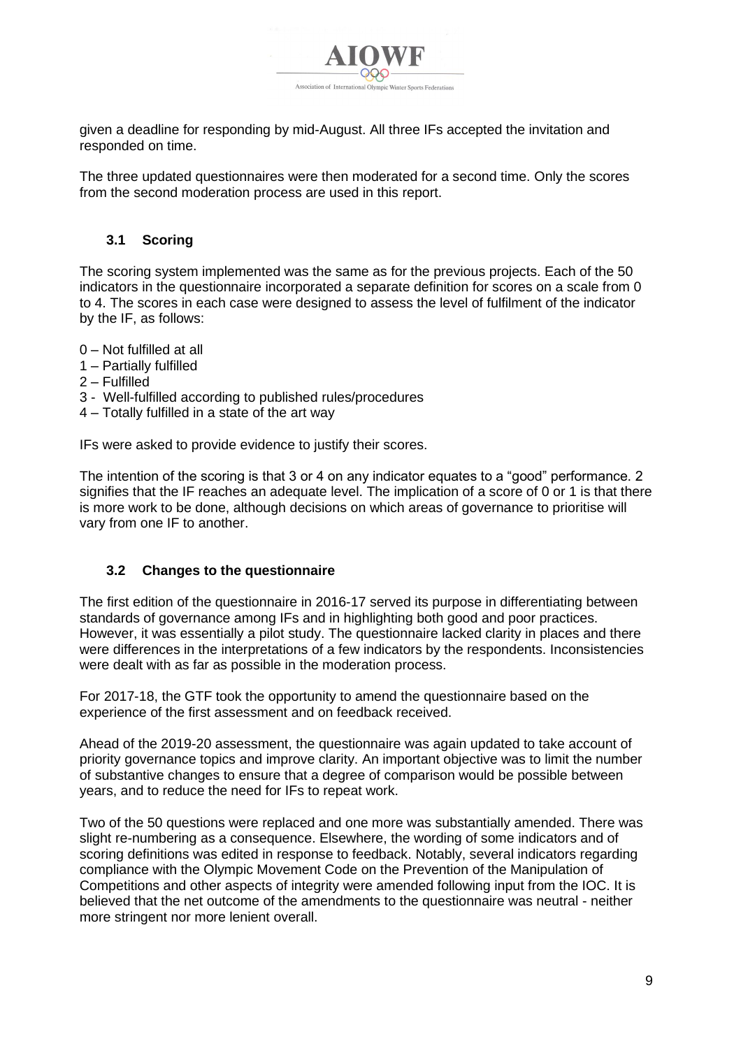given a deadline for responding by mid-August. All three IFs accepted the invitation and responded on time.

The three updated questionnaires were then moderated for a second time. Only the scores from the second moderation process are used in this report.

### 3.1 Scoring

The scoring system implemented was the same as for the previous projects. Each of the 50 indicators in the questionnaire incorporated a separate definition for scores on a scale from 0 to 4. The scores in each case were designed to assess the level of fulfilment of the indicator by the IF, as follows:

0 – Not fulfilled at all
1 – Partially fulfilled
2 – Fulfilled
3 - Well-fulfilled according to published rules/procedures
4 – Totally fulfilled in a state of the art way

IFs were asked to provide evidence to justify their scores.

The intention of the scoring is that 3 or 4 on any indicator equates to a "good" performance. 2 signifies that the IF reaches an adequate level. The implication of a score of 0 or 1 is that there is more work to be done, although decisions on which areas of governance to prioritise will vary from one IF to another.

### 3.2 Changes to the questionnaire

The first edition of the questionnaire in 2016-17 served its purpose in differentiating between standards of governance among IFs and in highlighting both good and poor practices. However, it was essentially a pilot study. The questionnaire lacked clarity in places and there were differences in the interpretations of a few indicators by the respondents. Inconsistencies were dealt with as far as possible in the moderation process.

For 2017-18, the GTF took the opportunity to amend the questionnaire based on the experience of the first assessment and on feedback received.

Ahead of the 2019-20 assessment, the questionnaire was again updated to take account of priority governance topics and improve clarity. An important objective was to limit the number of substantive changes to ensure that a degree of comparison would be possible between years, and to reduce the need for IFs to repeat work.

Two of the 50 questions were replaced and one more was substantially amended. There was slight re-numbering as a consequence. Elsewhere, the wording of some indicators and of scoring definitions was edited in response to feedback. Notably, several indicators regarding compliance with the Olympic Movement Code on the Prevention of the Manipulation of Competitions and other aspects of integrity were amended following input from the IOC. It is believed that the net outcome of the amendments to the questionnaire was neutral - neither more stringent nor more lenient overall.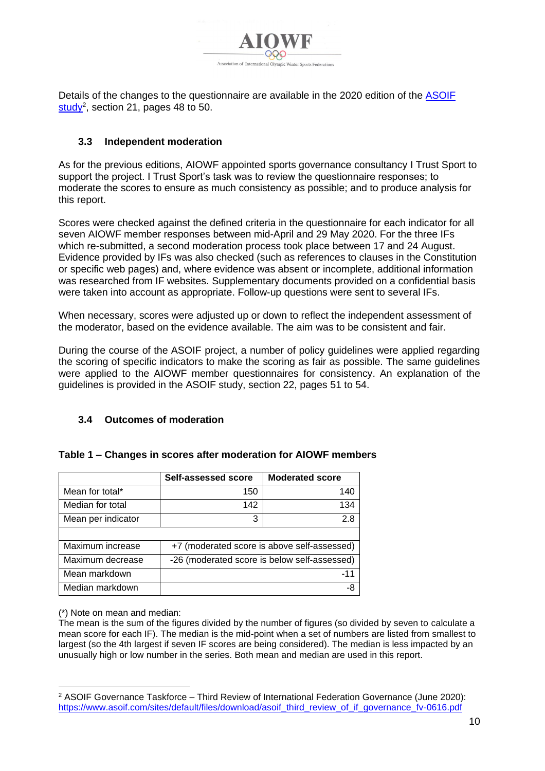Details of the changes to the questionnaire are available in the 2020 edition of the [ASOIF study](https://www.asoif.com/sites/default/files/download/asoif_third_review_of_if_governance_fv-0616.pdf)[2], section 21, pages 48 to 50.

### 3.3 Independent moderation

As for the previous editions, AIOWF appointed sports governance consultancy I Trust Sport to support the project. I Trust Sport's task was to review the questionnaire responses; to moderate the scores to ensure as much consistency as possible; and to produce analysis for this report.

Scores were checked against the defined criteria in the questionnaire for each indicator for all seven AIOWF member responses between mid-April and 29 May 2020. For the three IFs which re-submitted, a second moderation process took place between 17 and 24 August. Evidence provided by IFs was also checked (such as references to clauses in the Constitution or specific web pages) and, where evidence was absent or incomplete, additional information was researched from IF websites. Supplementary documents provided on a confidential basis were taken into account as appropriate. Follow-up questions were sent to several IFs.

When necessary, scores were adjusted up or down to reflect the independent assessment of the moderator, based on the evidence available. The aim was to be consistent and fair.

During the course of the ASOIF project, a number of policy guidelines were applied regarding the scoring of specific indicators to make the scoring as fair as possible. The same guidelines were applied to the AIOWF member questionnaires for consistency. An explanation of the guidelines is provided in the ASOIF study, section 22, pages 51 to 54.

### 3.4 Outcomes of moderation

**Table 1 – Changes in scores after moderation for AIOWF members**

| | Self-assessed score | Moderated score |
|---|---|---|
| Mean for total* | 150 | 140 |
| Median for total | 142 | 134 |
| Mean per indicator | 3 | 2.8 |
| | | |
| Maximum increase | +7 (moderated score is above self-assessed) | |
| Maximum decrease | -26 (moderated score is below self-assessed) | |
| Mean markdown | | -11 |
| Median markdown | | -8 |

(*) Note on mean and median:
The mean is the sum of the figures divided by the number of figures (so divided by seven to calculate a mean score for each IF). The median is the mid-point when a set of numbers are listed from smallest to largest (so the 4th largest if seven IF scores are being considered). The median is less impacted by an unusually high or low number in the series. Both mean and median are used in this report.

[2] ASOIF Governance Taskforce – Third Review of International Federation Governance (June 2020): https://www.asoif.com/sites/default/files/download/asoif_third_review_of_if_governance_fv-0616.pdf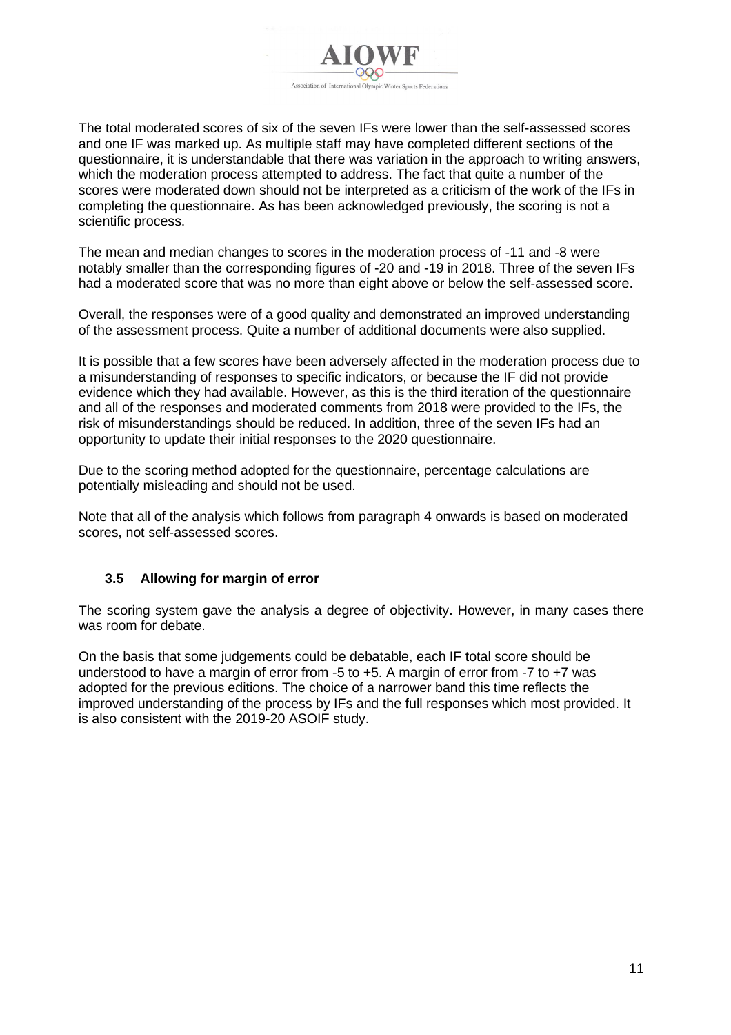The total moderated scores of six of the seven IFs were lower than the self-assessed scores and one IF was marked up. As multiple staff may have completed different sections of the questionnaire, it is understandable that there was variation in the approach to writing answers, which the moderation process attempted to address. The fact that quite a number of the scores were moderated down should not be interpreted as a criticism of the work of the IFs in completing the questionnaire. As has been acknowledged previously, the scoring is not a scientific process.

The mean and median changes to scores in the moderation process of -11 and -8 were notably smaller than the corresponding figures of -20 and -19 in 2018. Three of the seven IFs had a moderated score that was no more than eight above or below the self-assessed score.

Overall, the responses were of a good quality and demonstrated an improved understanding of the assessment process. Quite a number of additional documents were also supplied.

It is possible that a few scores have been adversely affected in the moderation process due to a misunderstanding of responses to specific indicators, or because the IF did not provide evidence which they had available. However, as this is the third iteration of the questionnaire and all of the responses and moderated comments from 2018 were provided to the IFs, the risk of misunderstandings should be reduced. In addition, three of the seven IFs had an opportunity to update their initial responses to the 2020 questionnaire.

Due to the scoring method adopted for the questionnaire, percentage calculations are potentially misleading and should not be used.

Note that all of the analysis which follows from paragraph 4 onwards is based on moderated scores, not self-assessed scores.

### 3.5 Allowing for margin of error

The scoring system gave the analysis a degree of objectivity. However, in many cases there was room for debate.

On the basis that some judgements could be debatable, each IF total score should be understood to have a margin of error from -5 to +5. A margin of error from -7 to +7 was adopted for the previous editions. The choice of a narrower band this time reflects the improved understanding of the process by IFs and the full responses which most provided. It is also consistent with the 2019-20 ASOIF study.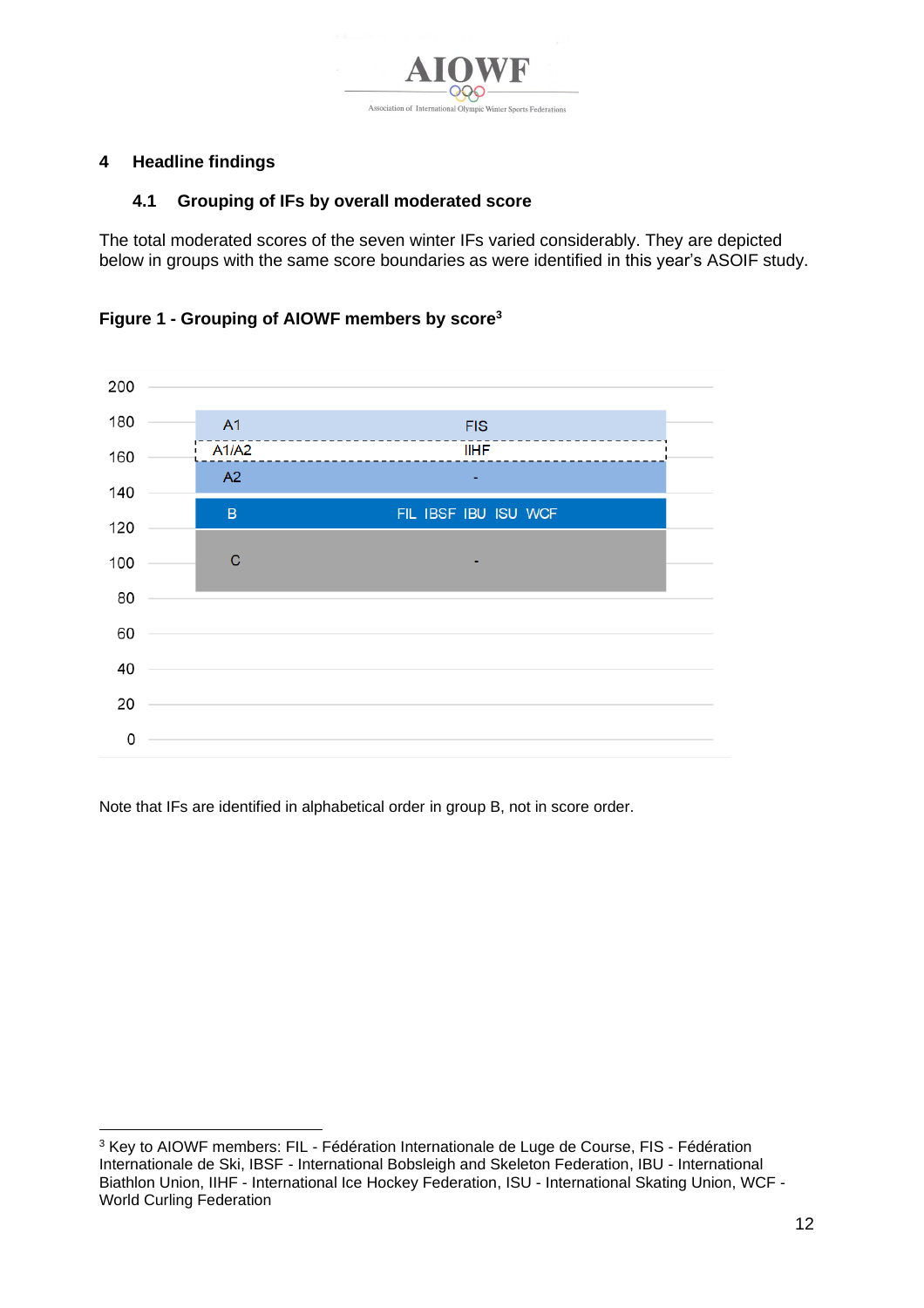## 4 Headline findings

### 4.1 Grouping of IFs by overall moderated score

The total moderated scores of the seven winter IFs varied considerably. They are depicted below in groups with the same score boundaries as were identified in this year's ASOIF study.

**Figure 1 - Grouping of AIOWF members by score[3]**

| Group | Members |
|---|---|
| A1 | FIS |
| A1/A2 | IIHF |
| A2 | - |
| B | FIL IBSF IBU ISU WCF |
| C | - |

Note that IFs are identified in alphabetical order in group B, not in score order.

[3] Key to AIOWF members: FIL - Fédération Internationale de Luge de Course, FIS - Fédération Internationale de Ski, IBSF - International Bobsleigh and Skeleton Federation, IBU - International Biathlon Union, IIHF - International Ice Hockey Federation, ISU - International Skating Union, WCF - World Curling Federation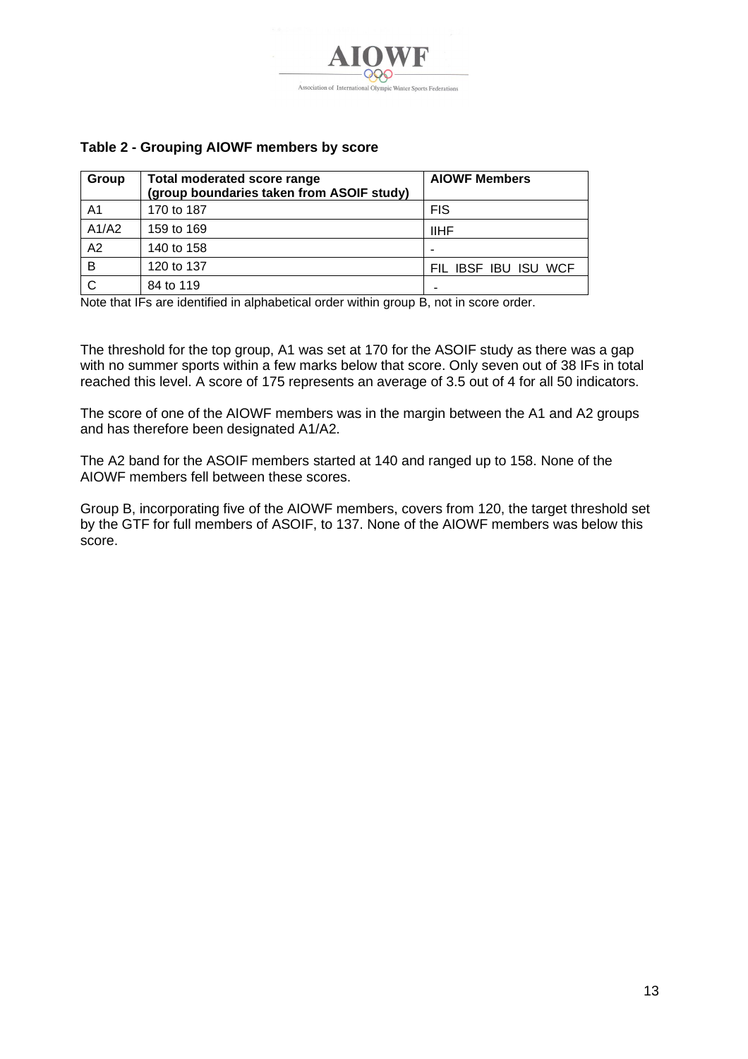**Table 2 - Grouping AIOWF members by score**

| Group | Total moderated score range (group boundaries taken from ASOIF study) | AIOWF Members |
|---|---|---|
| A1 | 170 to 187 | FIS |
| A1/A2 | 159 to 169 | IIHF |
| A2 | 140 to 158 | - |
| B | 120 to 137 | FIL IBSF IBU ISU WCF |
| C | 84 to 119 | - |

Note that IFs are identified in alphabetical order within group B, not in score order.

The threshold for the top group, A1 was set at 170 for the ASOIF study as there was a gap with no summer sports within a few marks below that score. Only seven out of 38 IFs in total reached this level. A score of 175 represents an average of 3.5 out of 4 for all 50 indicators.

The score of one of the AIOWF members was in the margin between the A1 and A2 groups and has therefore been designated A1/A2.

The A2 band for the ASOIF members started at 140 and ranged up to 158. None of the AIOWF members fell between these scores.

Group B, incorporating five of the AIOWF members, covers from 120, the target threshold set by the GTF for full members of ASOIF, to 137. None of the AIOWF members was below this score.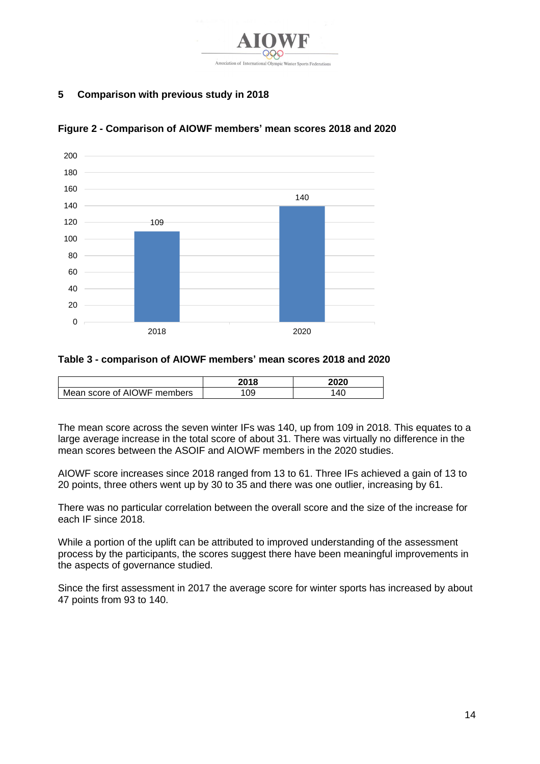## 5 Comparison with previous study in 2018

**Figure 2 - Comparison of AIOWF members' mean scores 2018 and 2020**

**Table 3 - comparison of AIOWF members' mean scores 2018 and 2020**

| | 2018 | 2020 |
|---|---|---|
| Mean score of AIOWF members | 109 | 140 |

The mean score across the seven winter IFs was 140, up from 109 in 2018. This equates to a large average increase in the total score of about 31. There was virtually no difference in the mean scores between the ASOIF and AIOWF members in the 2020 studies.

AIOWF score increases since 2018 ranged from 13 to 61. Three IFs achieved a gain of 13 to 20 points, three others went up by 30 to 35 and there was one outlier, increasing by 61.

There was no particular correlation between the overall score and the size of the increase for each IF since 2018.

While a portion of the uplift can be attributed to improved understanding of the assessment process by the participants, the scores suggest there have been meaningful improvements in the aspects of governance studied.

Since the first assessment in 2017 the average score for winter sports has increased by about 47 points from 93 to 140.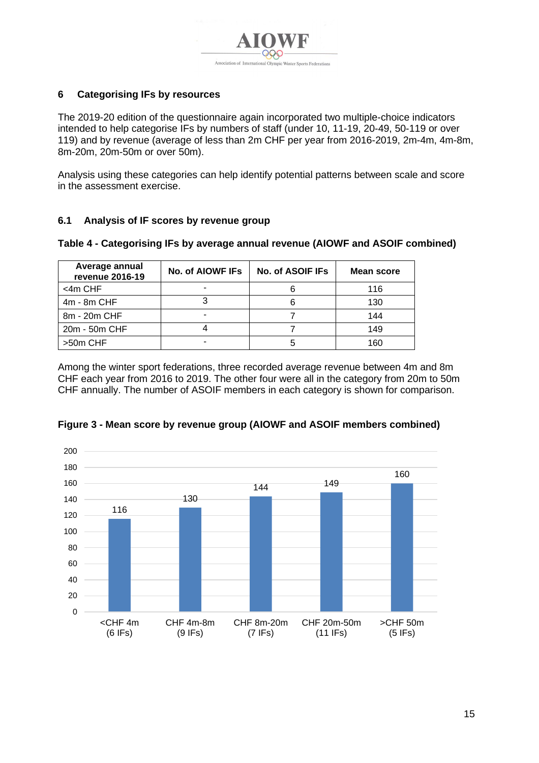## 6 Categorising IFs by resources

The 2019-20 edition of the questionnaire again incorporated two multiple-choice indicators intended to help categorise IFs by numbers of staff (under 10, 11-19, 20-49, 50-119 or over 119) and by revenue (average of less than 2m CHF per year from 2016-2019, 2m-4m, 4m-8m, 8m-20m, 20m-50m or over 50m).

Analysis using these categories can help identify potential patterns between scale and score in the assessment exercise.

### 6.1 Analysis of IF scores by revenue group

**Table 4 - Categorising IFs by average annual revenue (AIOWF and ASOIF combined)**

| Average annual revenue 2016-19 | No. of AIOWF IFs | No. of ASOIF IFs | Mean score |
|---|---|---|---|
| <4m CHF | - | 6 | 116 |
| 4m - 8m CHF | 3 | 6 | 130 |
| 8m - 20m CHF | - | 7 | 144 |
| 20m - 50m CHF | 4 | 7 | 149 |
| >50m CHF | - | 5 | 160 |

Among the winter sport federations, three recorded average revenue between 4m and 8m CHF each year from 2016 to 2019. The other four were all in the category from 20m to 50m CHF annually. The number of ASOIF members in each category is shown for comparison.

**Figure 3 - Mean score by revenue group (AIOWF and ASOIF members combined)**

| Revenue group | Mean score |
|---|---|
| <CHF 4m (6 IFs) | 116 |
| CHF 4m-8m (9 IFs) | 130 |
| CHF 8m-20m (7 IFs) | 144 |
| CHF 20m-50m (11 IFs) | 149 |
| >CHF 50m (5 IFs) | 160 |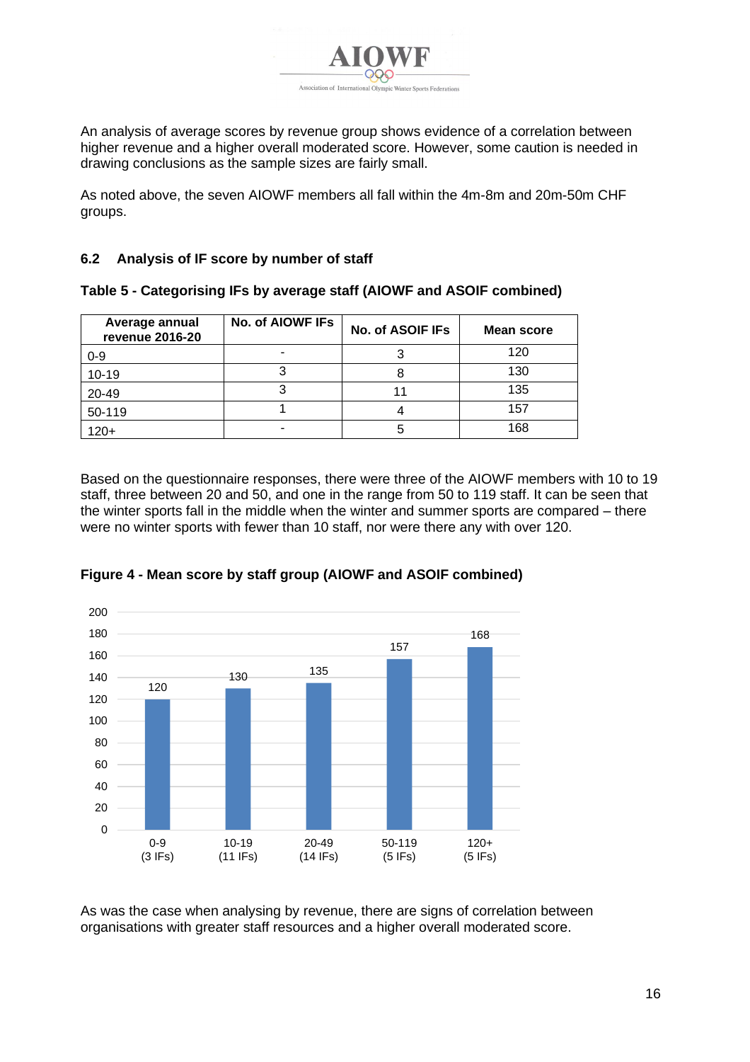An analysis of average scores by revenue group shows evidence of a correlation between higher revenue and a higher overall moderated score. However, some caution is needed in drawing conclusions as the sample sizes are fairly small.

As noted above, the seven AIOWF members all fall within the 4m-8m and 20m-50m CHF groups.

### 6.2 Analysis of IF score by number of staff

**Table 5 - Categorising IFs by average staff (AIOWF and ASOIF combined)**

| Average annual revenue 2016-20 | No. of AIOWF IFs | No. of ASOIF IFs | Mean score |
|---|---|---|---|
| 0-9 | - | 3 | 120 |
| 10-19 | 3 | 8 | 130 |
| 20-49 | 3 | 11 | 135 |
| 50-119 | 1 | 4 | 157 |
| 120+ | - | 5 | 168 |

Based on the questionnaire responses, there were three of the AIOWF members with 10 to 19 staff, three between 20 and 50, and one in the range from 50 to 119 staff. It can be seen that the winter sports fall in the middle when the winter and summer sports are compared – there were no winter sports with fewer than 10 staff, nor were there any with over 120.

**Figure 4 - Mean score by staff group (AIOWF and ASOIF combined)**

| Staff group | Mean score |
|---|---|
| 0-9 (3 IFs) | 120 |
| 10-19 (11 IFs) | 130 |
| 20-49 (14 IFs) | 135 |
| 50-119 (5 IFs) | 157 |
| 120+ (5 IFs) | 168 |

As was the case when analysing by revenue, there are signs of correlation between organisations with greater staff resources and a higher overall moderated score.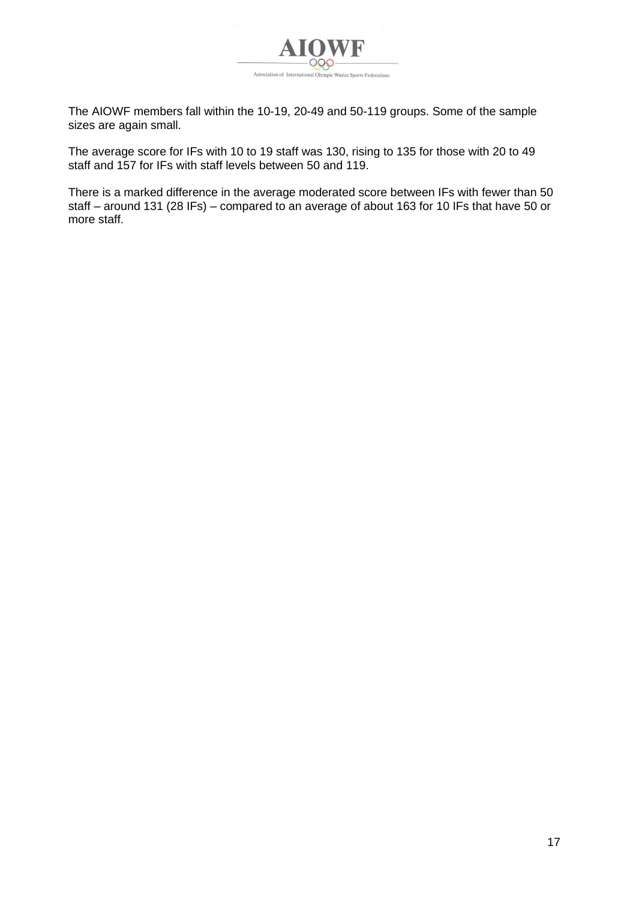The AIOWF members fall within the 10-19, 20-49 and 50-119 groups. Some of the sample sizes are again small.

The average score for IFs with 10 to 19 staff was 130, rising to 135 for those with 20 to 49 staff and 157 for IFs with staff levels between 50 and 119.

There is a marked difference in the average moderated score between IFs with fewer than 50 staff – around 131 (28 IFs) – compared to an average of about 163 for 10 IFs that have 50 or more staff.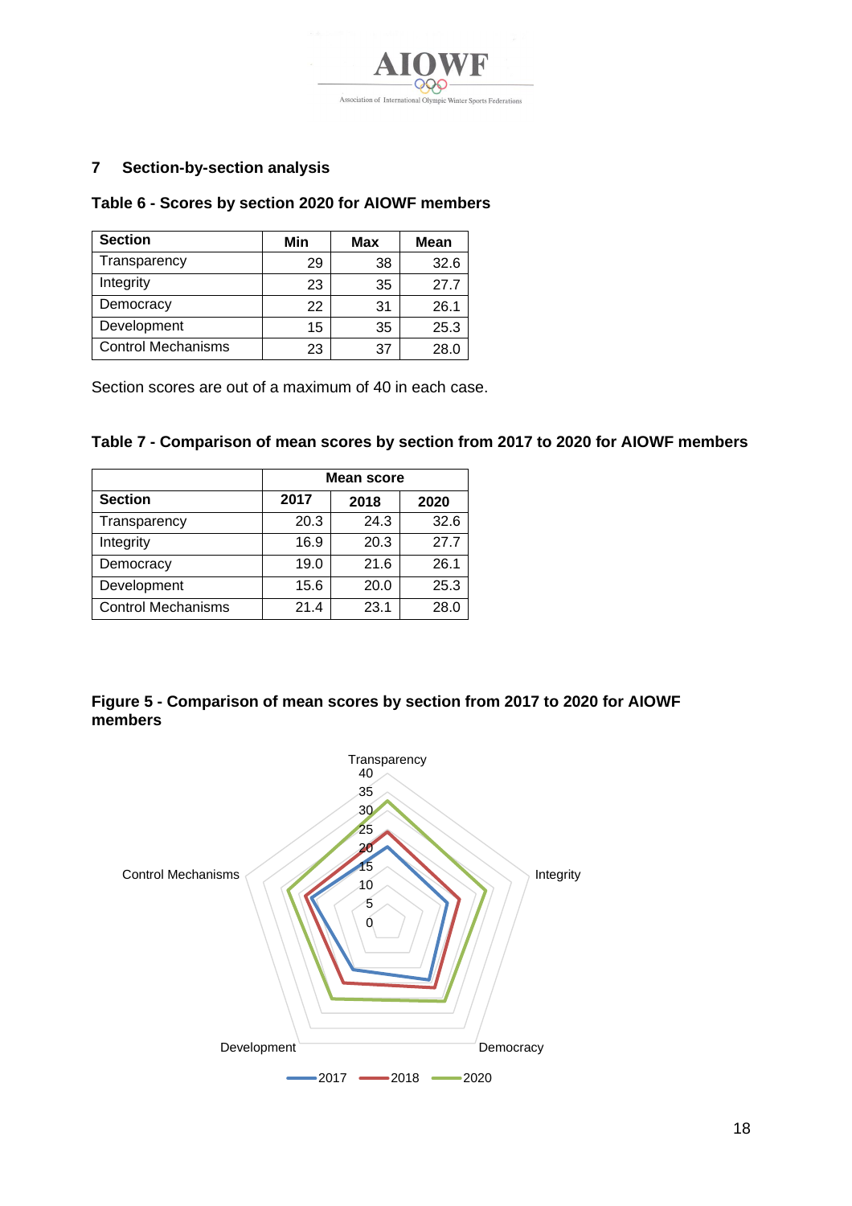## 7 Section-by-section analysis

**Table 6 - Scores by section 2020 for AIOWF members**

| Section | Min | Max | Mean |
|---|---|---|---|
| Transparency | 29 | 38 | 32.6 |
| Integrity | 23 | 35 | 27.7 |
| Democracy | 22 | 31 | 26.1 |
| Development | 15 | 35 | 25.3 |
| Control Mechanisms | 23 | 37 | 28.0 |

Section scores are out of a maximum of 40 in each case.

**Table 7 - Comparison of mean scores by section from 2017 to 2020 for AIOWF members**

| | Mean score | | |
|---|---|---|---|
| **Section** | **2017** | **2018** | **2020** |
| Transparency | 20.3 | 24.3 | 32.6 |
| Integrity | 16.9 | 20.3 | 27.7 |
| Democracy | 19.0 | 21.6 | 26.1 |
| Development | 15.6 | 20.0 | 25.3 |
| Control Mechanisms | 21.4 | 23.1 | 28.0 |

**Figure 5 - Comparison of mean scores by section from 2017 to 2020 for AIOWF members**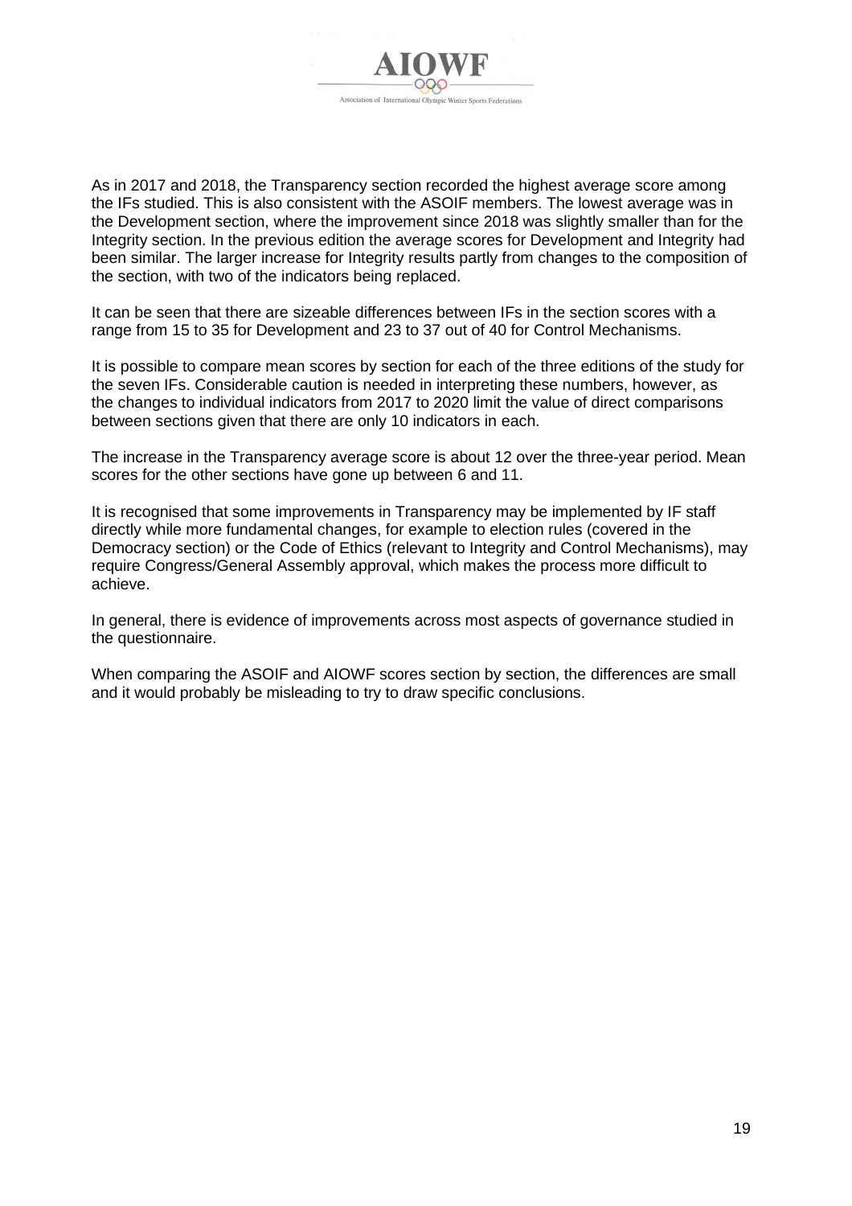As in 2017 and 2018, the Transparency section recorded the highest average score among the IFs studied. This is also consistent with the ASOIF members. The lowest average was in the Development section, where the improvement since 2018 was slightly smaller than for the Integrity section. In the previous edition the average scores for Development and Integrity had been similar. The larger increase for Integrity results partly from changes to the composition of the section, with two of the indicators being replaced.

It can be seen that there are sizeable differences between IFs in the section scores with a range from 15 to 35 for Development and 23 to 37 out of 40 for Control Mechanisms.

It is possible to compare mean scores by section for each of the three editions of the study for the seven IFs. Considerable caution is needed in interpreting these numbers, however, as the changes to individual indicators from 2017 to 2020 limit the value of direct comparisons between sections given that there are only 10 indicators in each.

The increase in the Transparency average score is about 12 over the three-year period. Mean scores for the other sections have gone up between 6 and 11.

It is recognised that some improvements in Transparency may be implemented by IF staff directly while more fundamental changes, for example to election rules (covered in the Democracy section) or the Code of Ethics (relevant to Integrity and Control Mechanisms), may require Congress/General Assembly approval, which makes the process more difficult to achieve.

In general, there is evidence of improvements across most aspects of governance studied in the questionnaire.

When comparing the ASOIF and AIOWF scores section by section, the differences are small and it would probably be misleading to try to draw specific conclusions.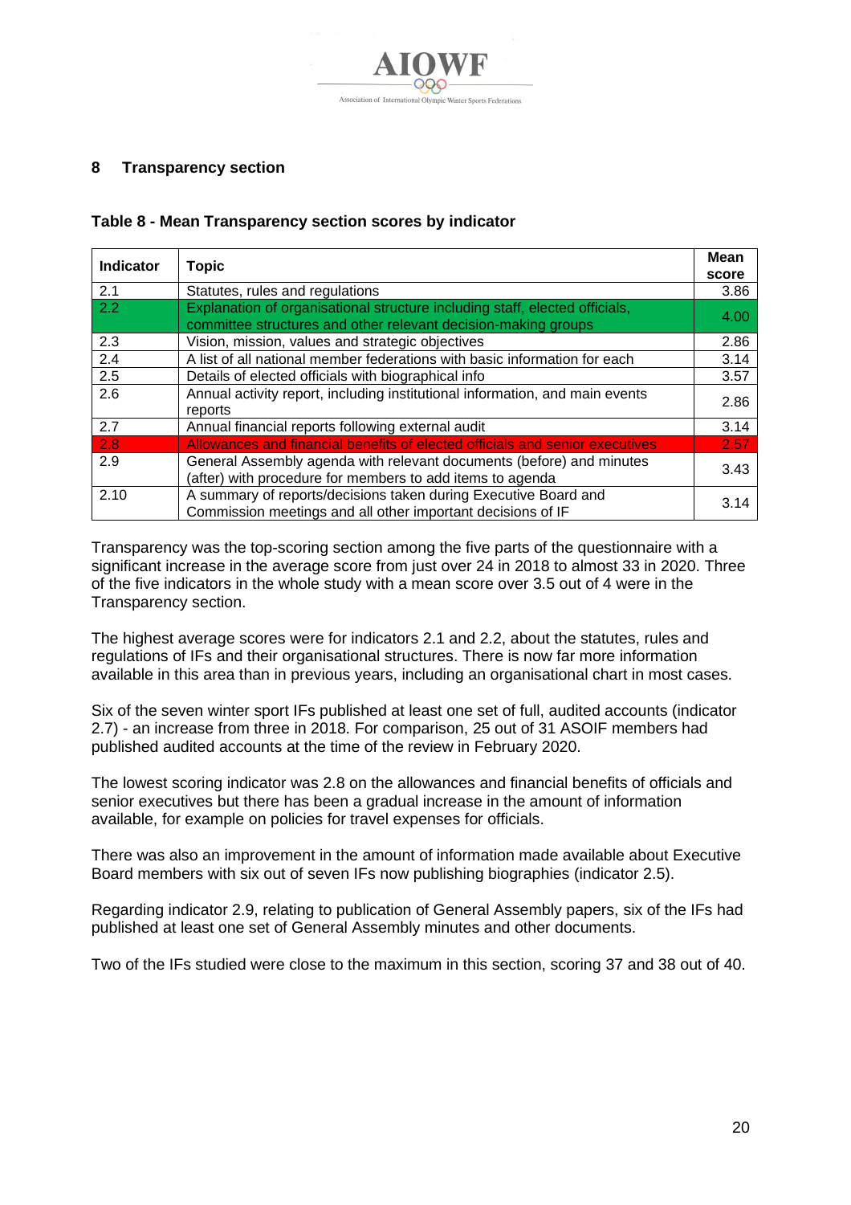## 8 Transparency section

**Table 8 - Mean Transparency section scores by indicator**

| Indicator | Topic | Mean score |
|---|---|---|
| 2.1 | Statutes, rules and regulations | 3.86 |
| 2.2 | Explanation of organisational structure including staff, elected officials, committee structures and other relevant decision-making groups | 4.00 |
| 2.3 | Vision, mission, values and strategic objectives | 2.86 |
| 2.4 | A list of all national member federations with basic information for each | 3.14 |
| 2.5 | Details of elected officials with biographical info | 3.57 |
| 2.6 | Annual activity report, including institutional information, and main events reports | 2.86 |
| 2.7 | Annual financial reports following external audit | 3.14 |
| 2.8 | Allowances and financial benefits of elected officials and senior executives | 2.57 |
| 2.9 | General Assembly agenda with relevant documents (before) and minutes (after) with procedure for members to add items to agenda | 3.43 |
| 2.10 | A summary of reports/decisions taken during Executive Board and Commission meetings and all other important decisions of IF | 3.14 |

Transparency was the top-scoring section among the five parts of the questionnaire with a significant increase in the average score from just over 24 in 2018 to almost 33 in 2020. Three of the five indicators in the whole study with a mean score over 3.5 out of 4 were in the Transparency section.

The highest average scores were for indicators 2.1 and 2.2, about the statutes, rules and regulations of IFs and their organisational structures. There is now far more information available in this area than in previous years, including an organisational chart in most cases.

Six of the seven winter sport IFs published at least one set of full, audited accounts (indicator 2.7) - an increase from three in 2018. For comparison, 25 out of 31 ASOIF members had published audited accounts at the time of the review in February 2020.

The lowest scoring indicator was 2.8 on the allowances and financial benefits of officials and senior executives but there has been a gradual increase in the amount of information available, for example on policies for travel expenses for officials.

There was also an improvement in the amount of information made available about Executive Board members with six out of seven IFs now publishing biographies (indicator 2.5).

Regarding indicator 2.9, relating to publication of General Assembly papers, six of the IFs had published at least one set of General Assembly minutes and other documents.

Two of the IFs studied were close to the maximum in this section, scoring 37 and 38 out of 40.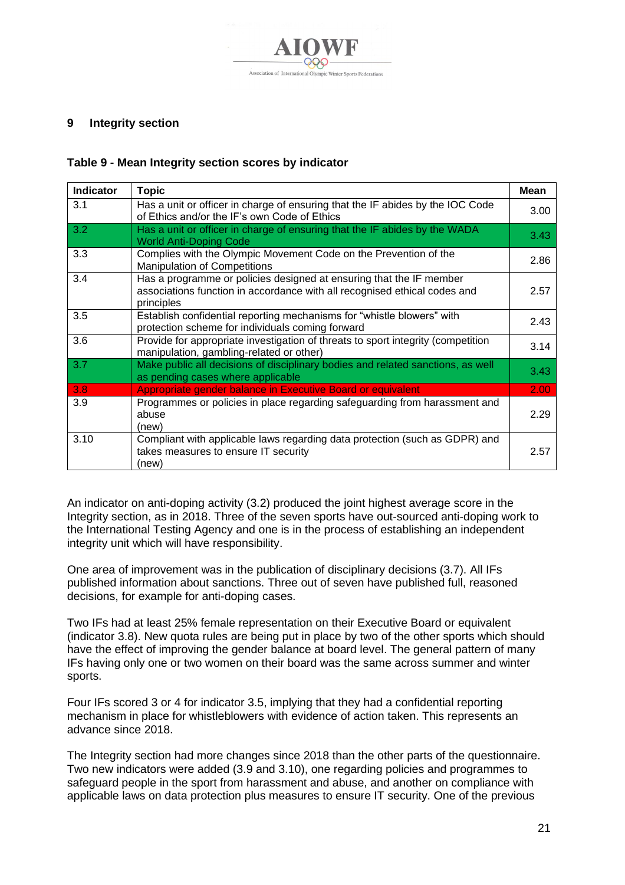## 9 Integrity section

**Table 9 - Mean Integrity section scores by indicator**

| Indicator | Topic | Mean |
|---|---|---|
| 3.1 | Has a unit or officer in charge of ensuring that the IF abides by the IOC Code of Ethics and/or the IF's own Code of Ethics | 3.00 |
| 3.2 | Has a unit or officer in charge of ensuring that the IF abides by the WADA World Anti-Doping Code | 3.43 |
| 3.3 | Complies with the Olympic Movement Code on the Prevention of the Manipulation of Competitions | 2.86 |
| 3.4 | Has a programme or policies designed at ensuring that the IF member associations function in accordance with all recognised ethical codes and principles | 2.57 |
| 3.5 | Establish confidential reporting mechanisms for "whistle blowers" with protection scheme for individuals coming forward | 2.43 |
| 3.6 | Provide for appropriate investigation of threats to sport integrity (competition manipulation, gambling-related or other) | 3.14 |
| 3.7 | Make public all decisions of disciplinary bodies and related sanctions, as well as pending cases where applicable | 3.43 |
| 3.8 | Appropriate gender balance in Executive Board or equivalent | 2.00 |
| 3.9 | Programmes or policies in place regarding safeguarding from harassment and abuse (new) | 2.29 |
| 3.10 | Compliant with applicable laws regarding data protection (such as GDPR) and takes measures to ensure IT security (new) | 2.57 |

An indicator on anti-doping activity (3.2) produced the joint highest average score in the Integrity section, as in 2018. Three of the seven sports have out-sourced anti-doping work to the International Testing Agency and one is in the process of establishing an independent integrity unit which will have responsibility.

One area of improvement was in the publication of disciplinary decisions (3.7). All IFs published information about sanctions. Three out of seven have published full, reasoned decisions, for example for anti-doping cases.

Two IFs had at least 25% female representation on their Executive Board or equivalent (indicator 3.8). New quota rules are being put in place by two of the other sports which should have the effect of improving the gender balance at board level. The general pattern of many IFs having only one or two women on their board was the same across summer and winter sports.

Four IFs scored 3 or 4 for indicator 3.5, implying that they had a confidential reporting mechanism in place for whistleblowers with evidence of action taken. This represents an advance since 2018.

The Integrity section had more changes since 2018 than the other parts of the questionnaire. Two new indicators were added (3.9 and 3.10), one regarding policies and programmes to safeguard people in the sport from harassment and abuse, and another on compliance with applicable laws on data protection plus measures to ensure IT security. One of the previous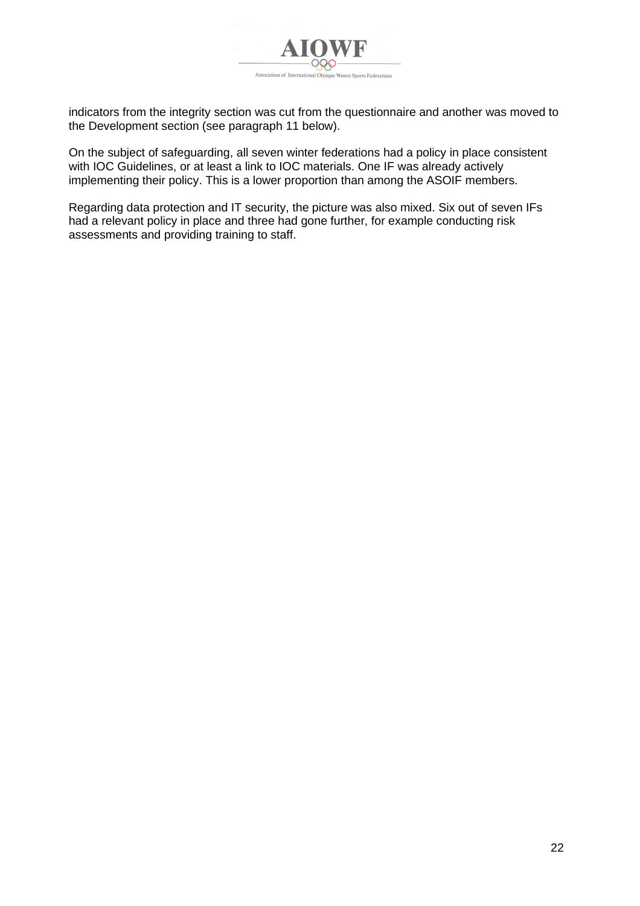indicators from the integrity section was cut from the questionnaire and another was moved to the Development section (see paragraph 11 below).

On the subject of safeguarding, all seven winter federations had a policy in place consistent with IOC Guidelines, or at least a link to IOC materials. One IF was already actively implementing their policy. This is a lower proportion than among the ASOIF members.

Regarding data protection and IT security, the picture was also mixed. Six out of seven IFs had a relevant policy in place and three had gone further, for example conducting risk assessments and providing training to staff.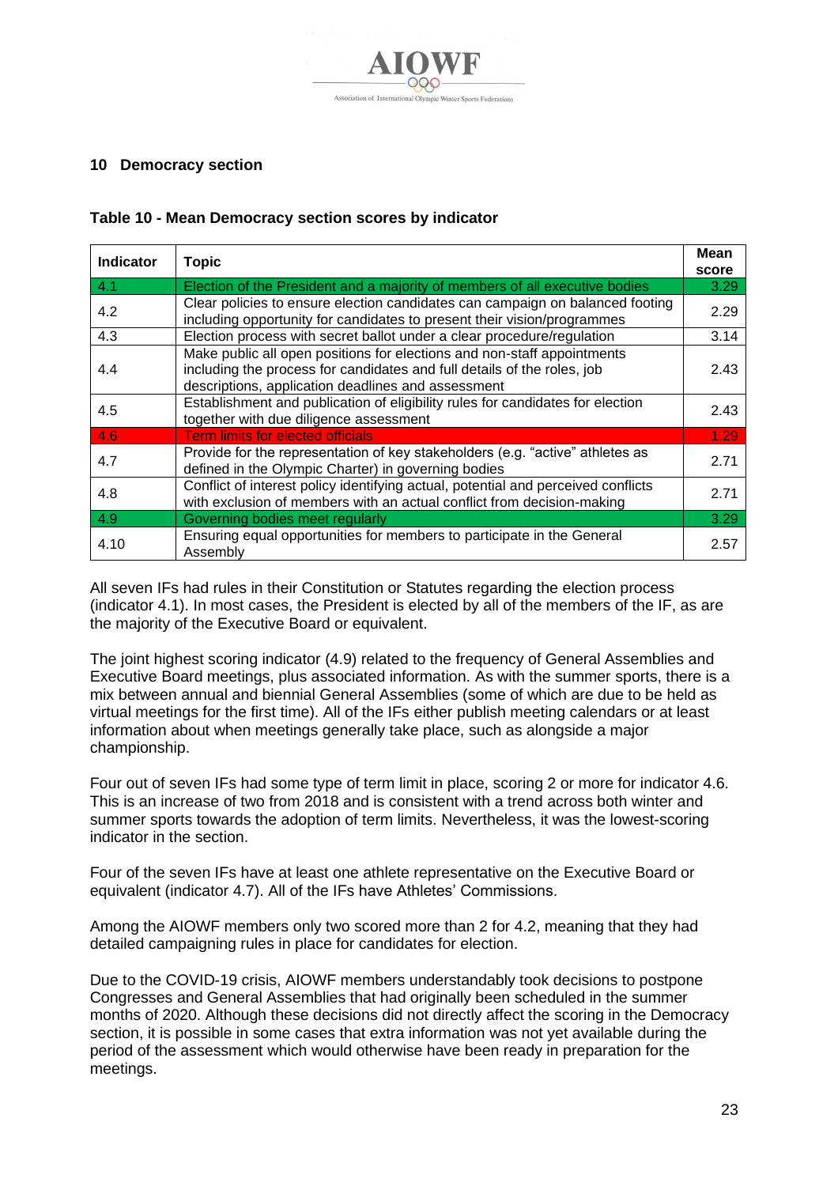## 10 Democracy section

**Table 10 - Mean Democracy section scores by indicator**

| Indicator | Topic | Mean score |
|---|---|---|
| 4.1 | Election of the President and a majority of members of all executive bodies | 3.29 |
| 4.2 | Clear policies to ensure election candidates can campaign on balanced footing including opportunity for candidates to present their vision/programmes | 2.29 |
| 4.3 | Election process with secret ballot under a clear procedure/regulation | 3.14 |
| 4.4 | Make public all open positions for elections and non-staff appointments including the process for candidates and full details of the roles, job descriptions, application deadlines and assessment | 2.43 |
| 4.5 | Establishment and publication of eligibility rules for candidates for election together with due diligence assessment | 2.43 |
| 4.6 | Term limits for elected officials | 1.29 |
| 4.7 | Provide for the representation of key stakeholders (e.g. "active" athletes as defined in the Olympic Charter) in governing bodies | 2.71 |
| 4.8 | Conflict of interest policy identifying actual, potential and perceived conflicts with exclusion of members with an actual conflict from decision-making | 2.71 |
| 4.9 | Governing bodies meet regularly | 3.29 |
| 4.10 | Ensuring equal opportunities for members to participate in the General Assembly | 2.57 |

All seven IFs had rules in their Constitution or Statutes regarding the election process (indicator 4.1). In most cases, the President is elected by all of the members of the IF, as are the majority of the Executive Board or equivalent.

The joint highest scoring indicator (4.9) related to the frequency of General Assemblies and Executive Board meetings, plus associated information. As with the summer sports, there is a mix between annual and biennial General Assemblies (some of which are due to be held as virtual meetings for the first time). All of the IFs either publish meeting calendars or at least information about when meetings generally take place, such as alongside a major championship.

Four out of seven IFs had some type of term limit in place, scoring 2 or more for indicator 4.6. This is an increase of two from 2018 and is consistent with a trend across both winter and summer sports towards the adoption of term limits. Nevertheless, it was the lowest-scoring indicator in the section.

Four of the seven IFs have at least one athlete representative on the Executive Board or equivalent (indicator 4.7). All of the IFs have Athletes' Commissions.

Among the AIOWF members only two scored more than 2 for 4.2, meaning that they had detailed campaigning rules in place for candidates for election.

Due to the COVID-19 crisis, AIOWF members understandably took decisions to postpone Congresses and General Assemblies that had originally been scheduled in the summer months of 2020. Although these decisions did not directly affect the scoring in the Democracy section, it is possible in some cases that extra information was not yet available during the period of the assessment which would otherwise have been ready in preparation for the meetings.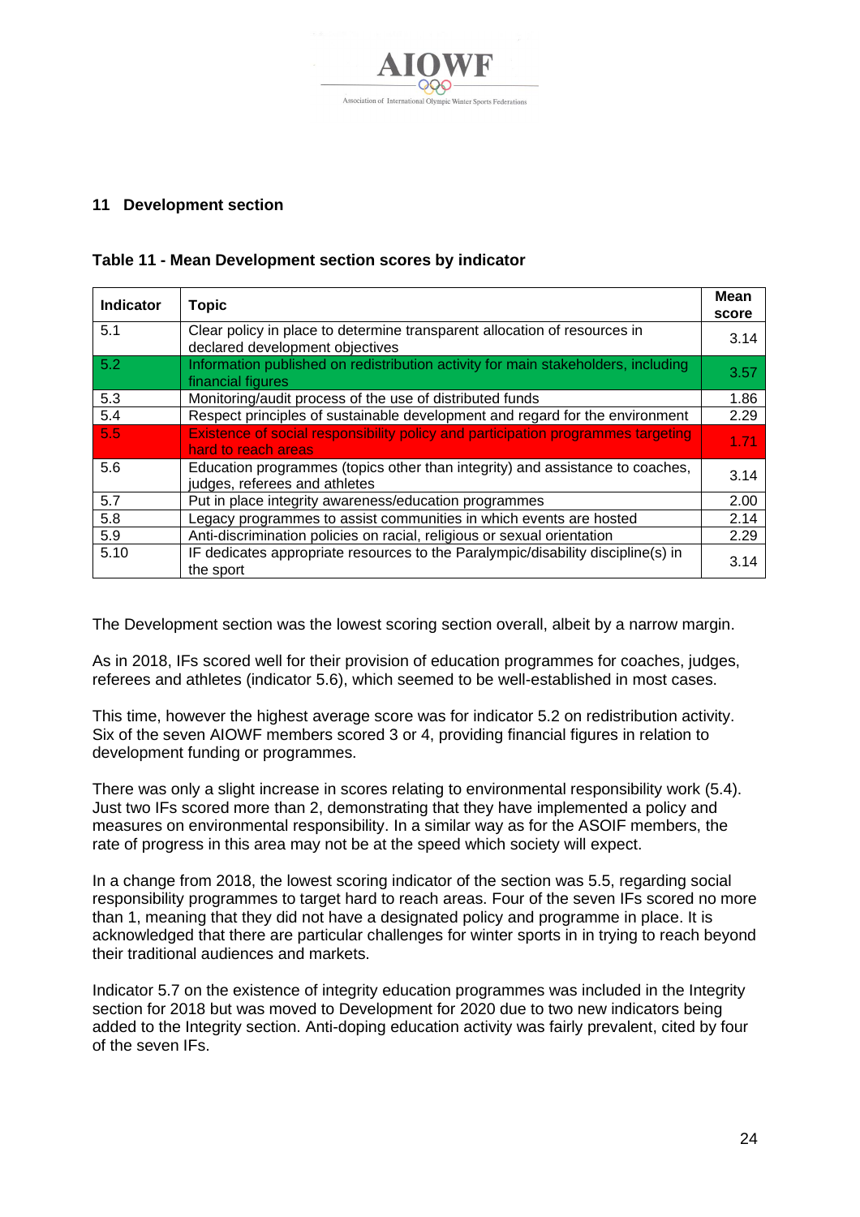## 11 Development section

**Table 11 - Mean Development section scores by indicator**

| Indicator | Topic | Mean score |
|---|---|---|
| 5.1 | Clear policy in place to determine transparent allocation of resources in declared development objectives | 3.14 |
| 5.2 | Information published on redistribution activity for main stakeholders, including financial figures | 3.57 |
| 5.3 | Monitoring/audit process of the use of distributed funds | 1.86 |
| 5.4 | Respect principles of sustainable development and regard for the environment | 2.29 |
| 5.5 | Existence of social responsibility policy and participation programmes targeting hard to reach areas | 1.71 |
| 5.6 | Education programmes (topics other than integrity) and assistance to coaches, judges, referees and athletes | 3.14 |
| 5.7 | Put in place integrity awareness/education programmes | 2.00 |
| 5.8 | Legacy programmes to assist communities in which events are hosted | 2.14 |
| 5.9 | Anti-discrimination policies on racial, religious or sexual orientation | 2.29 |
| 5.10 | IF dedicates appropriate resources to the Paralympic/disability discipline(s) in the sport | 3.14 |

The Development section was the lowest scoring section overall, albeit by a narrow margin.

As in 2018, IFs scored well for their provision of education programmes for coaches, judges, referees and athletes (indicator 5.6), which seemed to be well-established in most cases.

This time, however the highest average score was for indicator 5.2 on redistribution activity. Six of the seven AIOWF members scored 3 or 4, providing financial figures in relation to development funding or programmes.

There was only a slight increase in scores relating to environmental responsibility work (5.4). Just two IFs scored more than 2, demonstrating that they have implemented a policy and measures on environmental responsibility. In a similar way as for the ASOIF members, the rate of progress in this area may not be at the speed which society will expect.

In a change from 2018, the lowest scoring indicator of the section was 5.5, regarding social responsibility programmes to target hard to reach areas. Four of the seven IFs scored no more than 1, meaning that they did not have a designated policy and programme in place. It is acknowledged that there are particular challenges for winter sports in in trying to reach beyond their traditional audiences and markets.

Indicator 5.7 on the existence of integrity education programmes was included in the Integrity section for 2018 but was moved to Development for 2020 due to two new indicators being added to the Integrity section. Anti-doping education activity was fairly prevalent, cited by four of the seven IFs.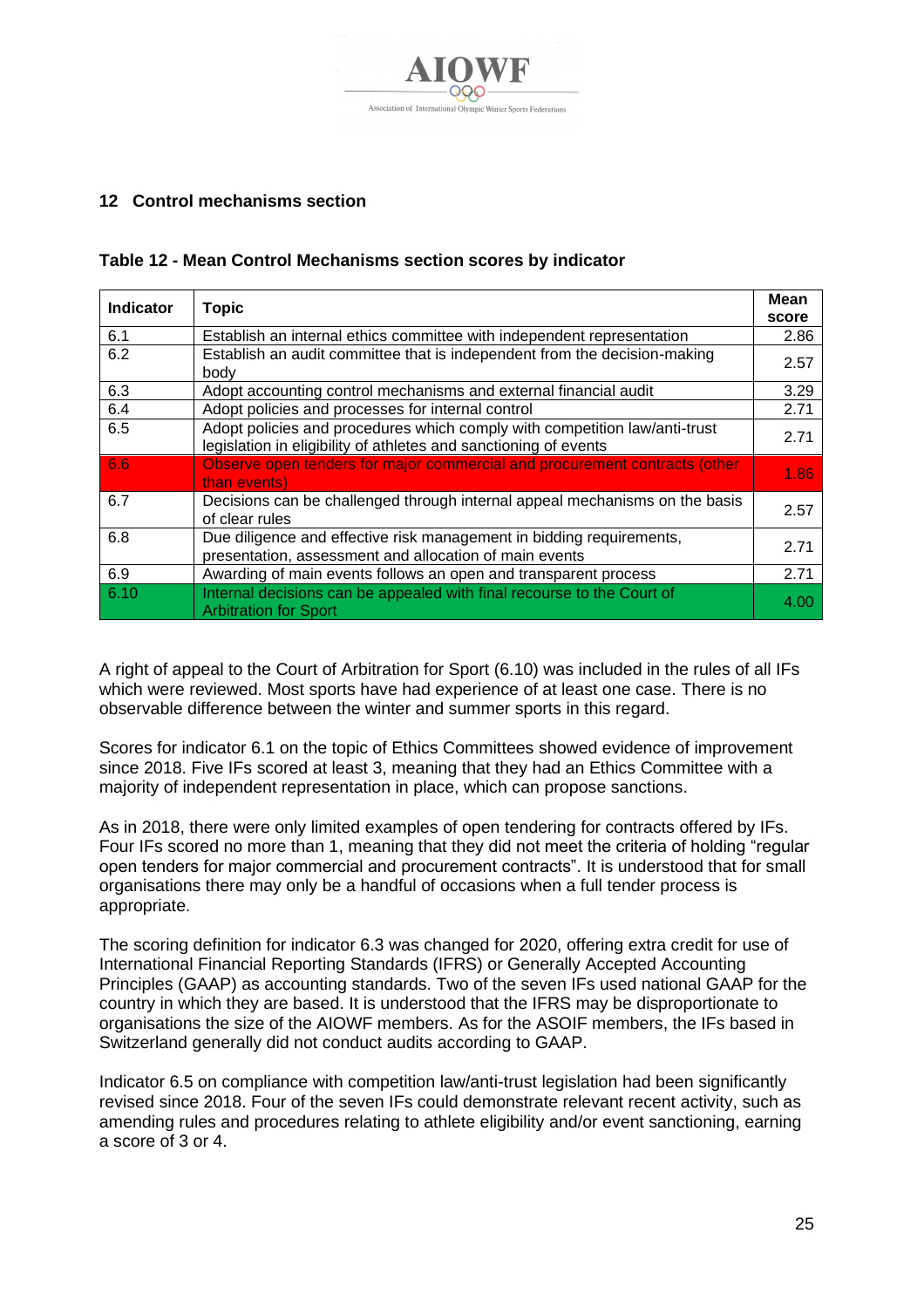## 12 Control mechanisms section

### Table 12 - Mean Control Mechanisms section scores by indicator

| Indicator | Topic | Mean score |
|---|---|---|
| 6.1 | Establish an internal ethics committee with independent representation | 2.86 |
| 6.2 | Establish an audit committee that is independent from the decision-making body | 2.57 |
| 6.3 | Adopt accounting control mechanisms and external financial audit | 3.29 |
| 6.4 | Adopt policies and processes for internal control | 2.71 |
| 6.5 | Adopt policies and procedures which comply with competition law/anti-trust legislation in eligibility of athletes and sanctioning of events | 2.71 |
| 6.6 | Observe open tenders for major commercial and procurement contracts (other than events) | 1.86 |
| 6.7 | Decisions can be challenged through internal appeal mechanisms on the basis of clear rules | 2.57 |
| 6.8 | Due diligence and effective risk management in bidding requirements, presentation, assessment and allocation of main events | 2.71 |
| 6.9 | Awarding of main events follows an open and transparent process | 2.71 |
| 6.10 | Internal decisions can be appealed with final recourse to the Court of Arbitration for Sport | 4.00 |

A right of appeal to the Court of Arbitration for Sport (6.10) was included in the rules of all IFs which were reviewed. Most sports have had experience of at least one case. There is no observable difference between the winter and summer sports in this regard.

Scores for indicator 6.1 on the topic of Ethics Committees showed evidence of improvement since 2018. Five IFs scored at least 3, meaning that they had an Ethics Committee with a majority of independent representation in place, which can propose sanctions.

As in 2018, there were only limited examples of open tendering for contracts offered by IFs. Four IFs scored no more than 1, meaning that they did not meet the criteria of holding "regular open tenders for major commercial and procurement contracts". It is understood that for small organisations there may only be a handful of occasions when a full tender process is appropriate.

The scoring definition for indicator 6.3 was changed for 2020, offering extra credit for use of International Financial Reporting Standards (IFRS) or Generally Accepted Accounting Principles (GAAP) as accounting standards. Two of the seven IFs used national GAAP for the country in which they are based. It is understood that the IFRS may be disproportionate to organisations the size of the AIOWF members. As for the ASOIF members, the IFs based in Switzerland generally did not conduct audits according to GAAP.

Indicator 6.5 on compliance with competition law/anti-trust legislation had been significantly revised since 2018. Four of the seven IFs could demonstrate relevant recent activity, such as amending rules and procedures relating to athlete eligibility and/or event sanctioning, earning a score of 3 or 4.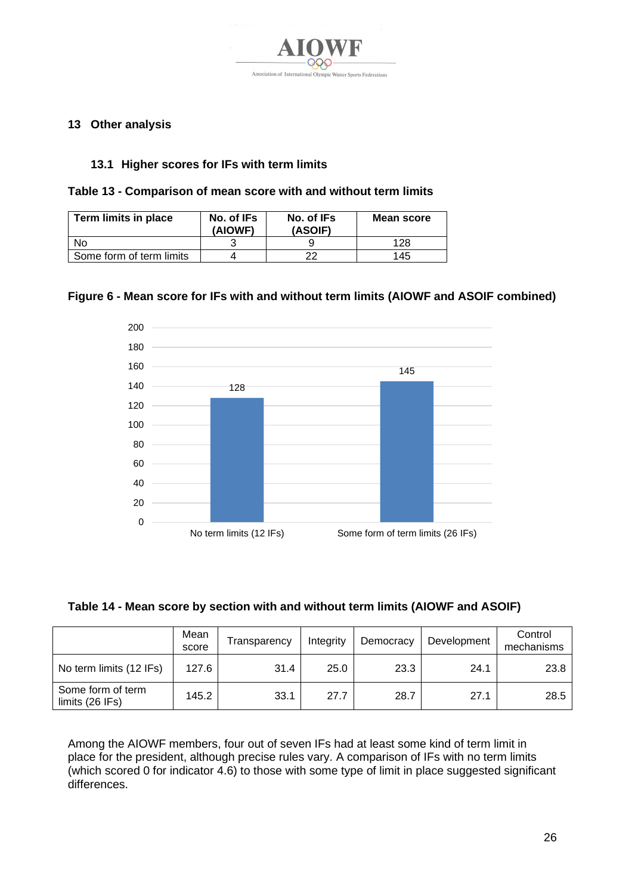## 13 Other analysis

### 13.1 Higher scores for IFs with term limits

**Table 13 - Comparison of mean score with and without term limits**

| Term limits in place | No. of IFs (AIOWF) | No. of IFs (ASOIF) | Mean score |
|---|---|---|---|
| No | 3 | 9 | 128 |
| Some form of term limits | 4 | 22 | 145 |

**Figure 6 - Mean score for IFs with and without term limits (AIOWF and ASOIF combined)**

| | Mean score |
|---|---|
| No term limits (12 IFs) | 128 |
| Some form of term limits (26 IFs) | 145 |

**Table 14 - Mean score by section with and without term limits (AIOWF and ASOIF)**

| | Mean score | Transparency | Integrity | Democracy | Development | Control mechanisms |
|---|---|---|---|---|---|---|
| No term limits (12 IFs) | 127.6 | 31.4 | 25.0 | 23.3 | 24.1 | 23.8 |
| Some form of term limits (26 IFs) | 145.2 | 33.1 | 27.7 | 28.7 | 27.1 | 28.5 |

Among the AIOWF members, four out of seven IFs had at least some kind of term limit in place for the president, although precise rules vary. A comparison of IFs with no term limits (which scored 0 for indicator 4.6) to those with some type of limit in place suggested significant differences.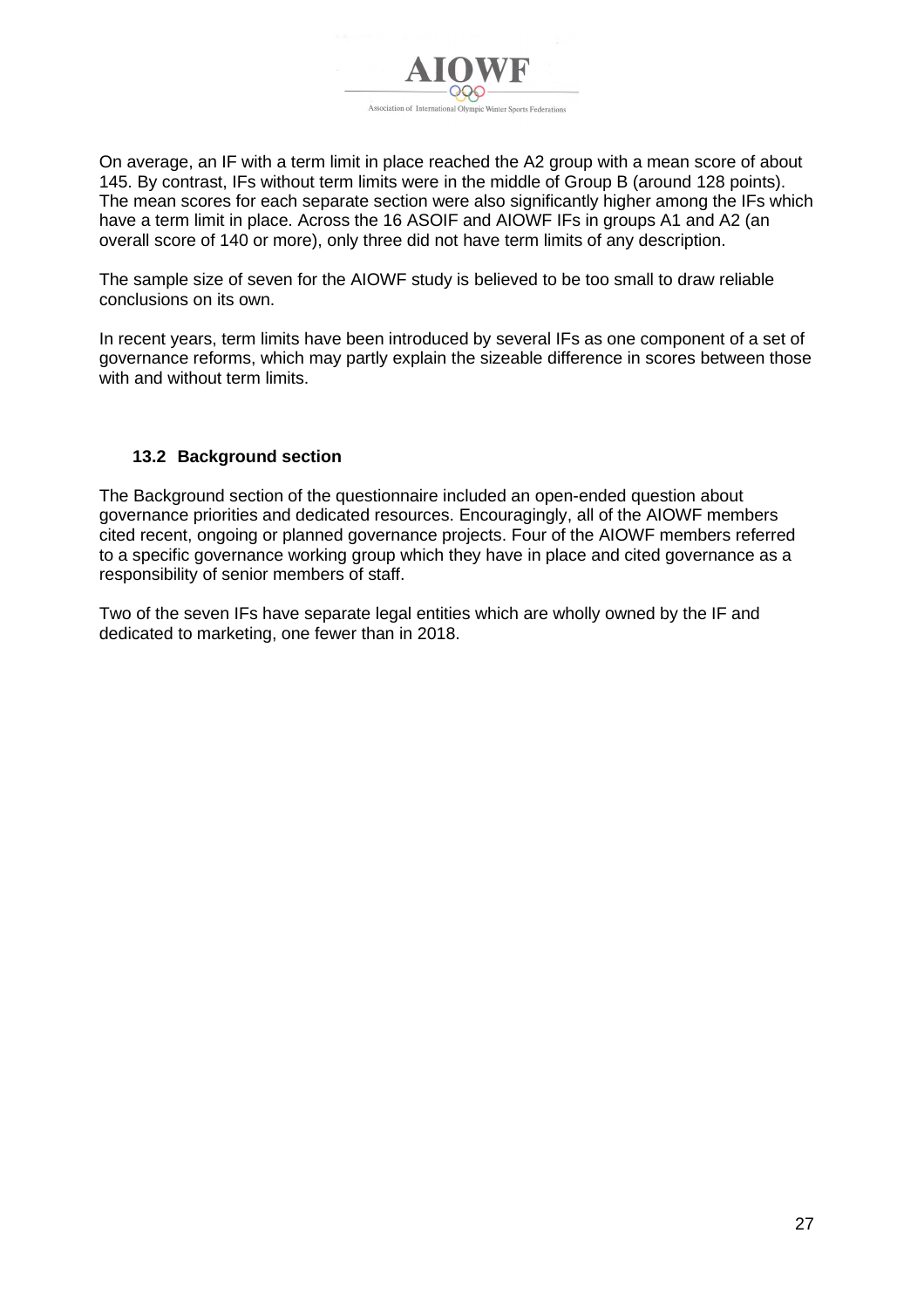On average, an IF with a term limit in place reached the A2 group with a mean score of about 145. By contrast, IFs without term limits were in the middle of Group B (around 128 points). The mean scores for each separate section were also significantly higher among the IFs which have a term limit in place. Across the 16 ASOIF and AIOWF IFs in groups A1 and A2 (an overall score of 140 or more), only three did not have term limits of any description.

The sample size of seven for the AIOWF study is believed to be too small to draw reliable conclusions on its own.

In recent years, term limits have been introduced by several IFs as one component of a set of governance reforms, which may partly explain the sizeable difference in scores between those with and without term limits.

### 13.2 Background section

The Background section of the questionnaire included an open-ended question about governance priorities and dedicated resources. Encouragingly, all of the AIOWF members cited recent, ongoing or planned governance projects. Four of the AIOWF members referred to a specific governance working group which they have in place and cited governance as a responsibility of senior members of staff.

Two of the seven IFs have separate legal entities which are wholly owned by the IF and dedicated to marketing, one fewer than in 2018.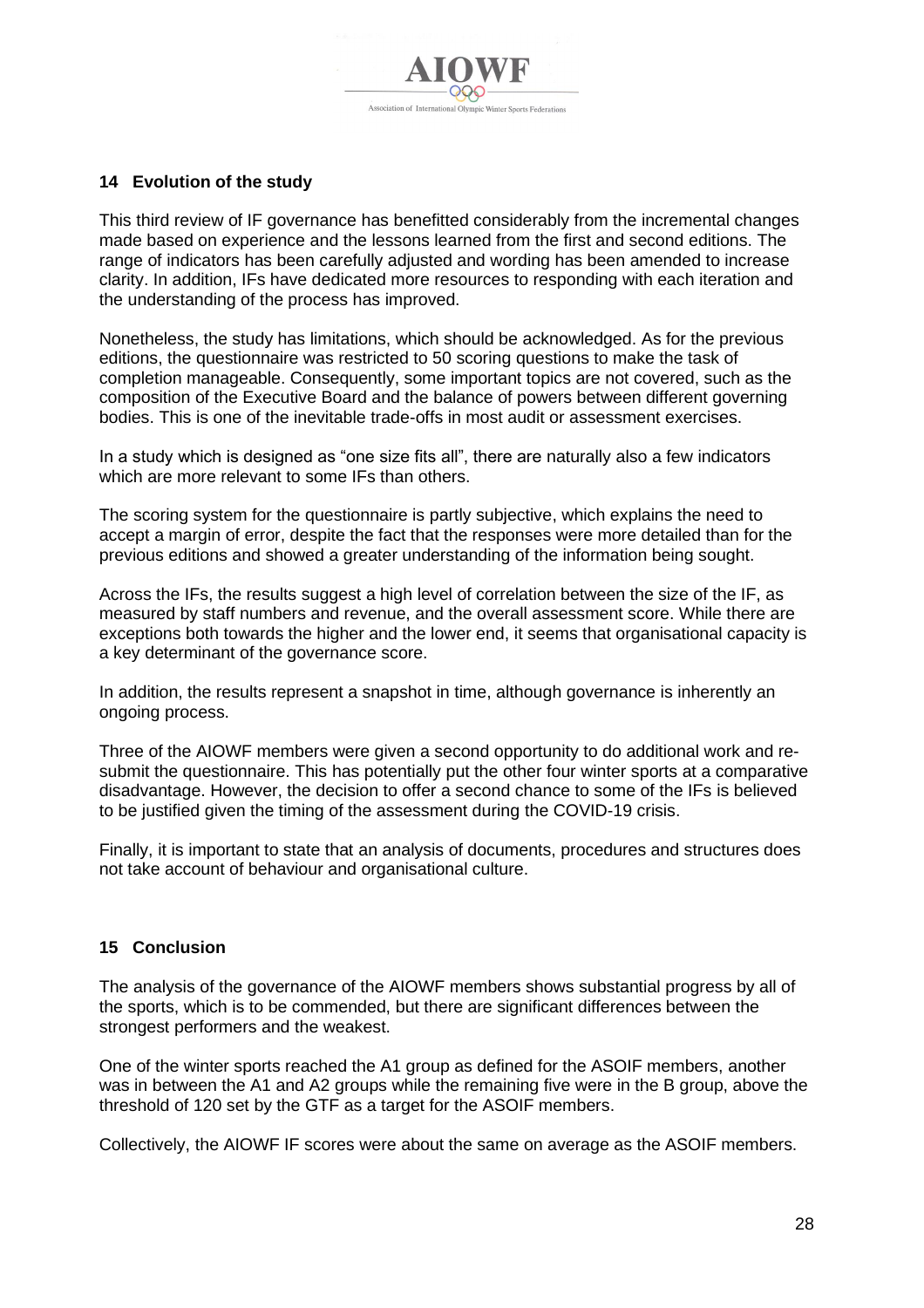## 14 Evolution of the study

This third review of IF governance has benefitted considerably from the incremental changes made based on experience and the lessons learned from the first and second editions. The range of indicators has been carefully adjusted and wording has been amended to increase clarity. In addition, IFs have dedicated more resources to responding with each iteration and the understanding of the process has improved.

Nonetheless, the study has limitations, which should be acknowledged. As for the previous editions, the questionnaire was restricted to 50 scoring questions to make the task of completion manageable. Consequently, some important topics are not covered, such as the composition of the Executive Board and the balance of powers between different governing bodies. This is one of the inevitable trade-offs in most audit or assessment exercises.

In a study which is designed as "one size fits all", there are naturally also a few indicators which are more relevant to some IFs than others.

The scoring system for the questionnaire is partly subjective, which explains the need to accept a margin of error, despite the fact that the responses were more detailed than for the previous editions and showed a greater understanding of the information being sought.

Across the IFs, the results suggest a high level of correlation between the size of the IF, as measured by staff numbers and revenue, and the overall assessment score. While there are exceptions both towards the higher and the lower end, it seems that organisational capacity is a key determinant of the governance score.

In addition, the results represent a snapshot in time, although governance is inherently an ongoing process.

Three of the AIOWF members were given a second opportunity to do additional work and re-submit the questionnaire. This has potentially put the other four winter sports at a comparative disadvantage. However, the decision to offer a second chance to some of the IFs is believed to be justified given the timing of the assessment during the COVID-19 crisis.

Finally, it is important to state that an analysis of documents, procedures and structures does not take account of behaviour and organisational culture.

## 15 Conclusion

The analysis of the governance of the AIOWF members shows substantial progress by all of the sports, which is to be commended, but there are significant differences between the strongest performers and the weakest.

One of the winter sports reached the A1 group as defined for the ASOIF members, another was in between the A1 and A2 groups while the remaining five were in the B group, above the threshold of 120 set by the GTF as a target for the ASOIF members.

Collectively, the AIOWF IF scores were about the same on average as the ASOIF members.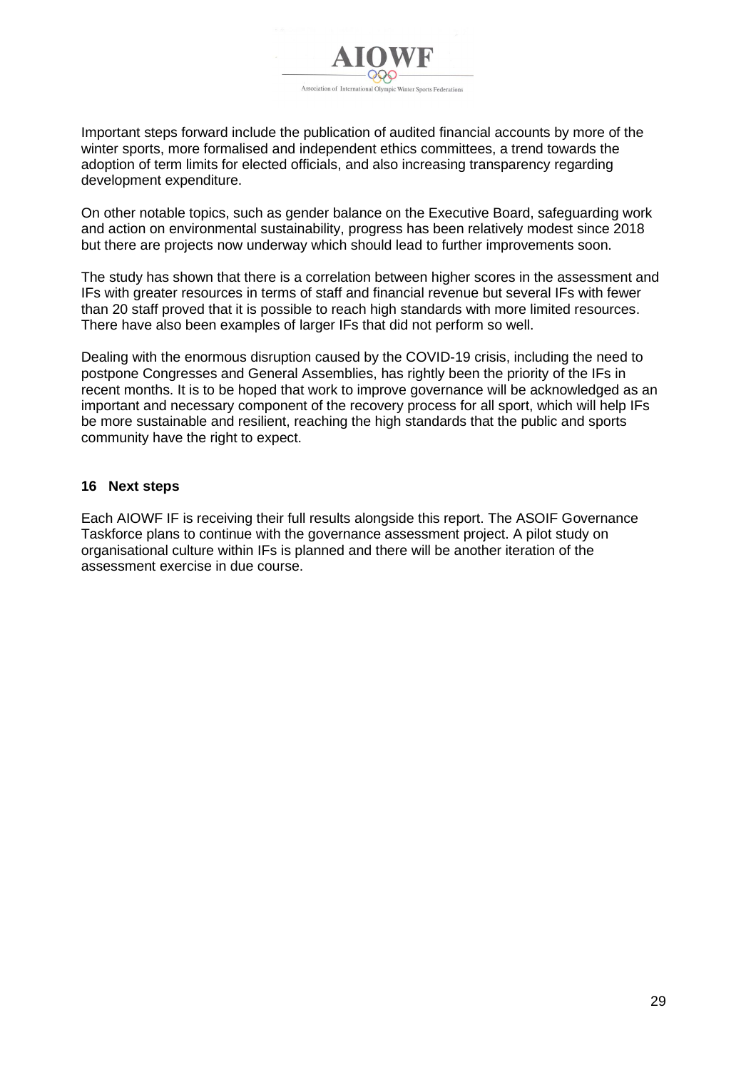Important steps forward include the publication of audited financial accounts by more of the winter sports, more formalised and independent ethics committees, a trend towards the adoption of term limits for elected officials, and also increasing transparency regarding development expenditure.

On other notable topics, such as gender balance on the Executive Board, safeguarding work and action on environmental sustainability, progress has been relatively modest since 2018 but there are projects now underway which should lead to further improvements soon.

The study has shown that there is a correlation between higher scores in the assessment and IFs with greater resources in terms of staff and financial revenue but several IFs with fewer than 20 staff proved that it is possible to reach high standards with more limited resources. There have also been examples of larger IFs that did not perform so well.

Dealing with the enormous disruption caused by the COVID-19 crisis, including the need to postpone Congresses and General Assemblies, has rightly been the priority of the IFs in recent months. It is to be hoped that work to improve governance will be acknowledged as an important and necessary component of the recovery process for all sport, which will help IFs be more sustainable and resilient, reaching the high standards that the public and sports community have the right to expect.

## 16 Next steps

Each AIOWF IF is receiving their full results alongside this report. The ASOIF Governance Taskforce plans to continue with the governance assessment project. A pilot study on organisational culture within IFs is planned and there will be another iteration of the assessment exercise in due course.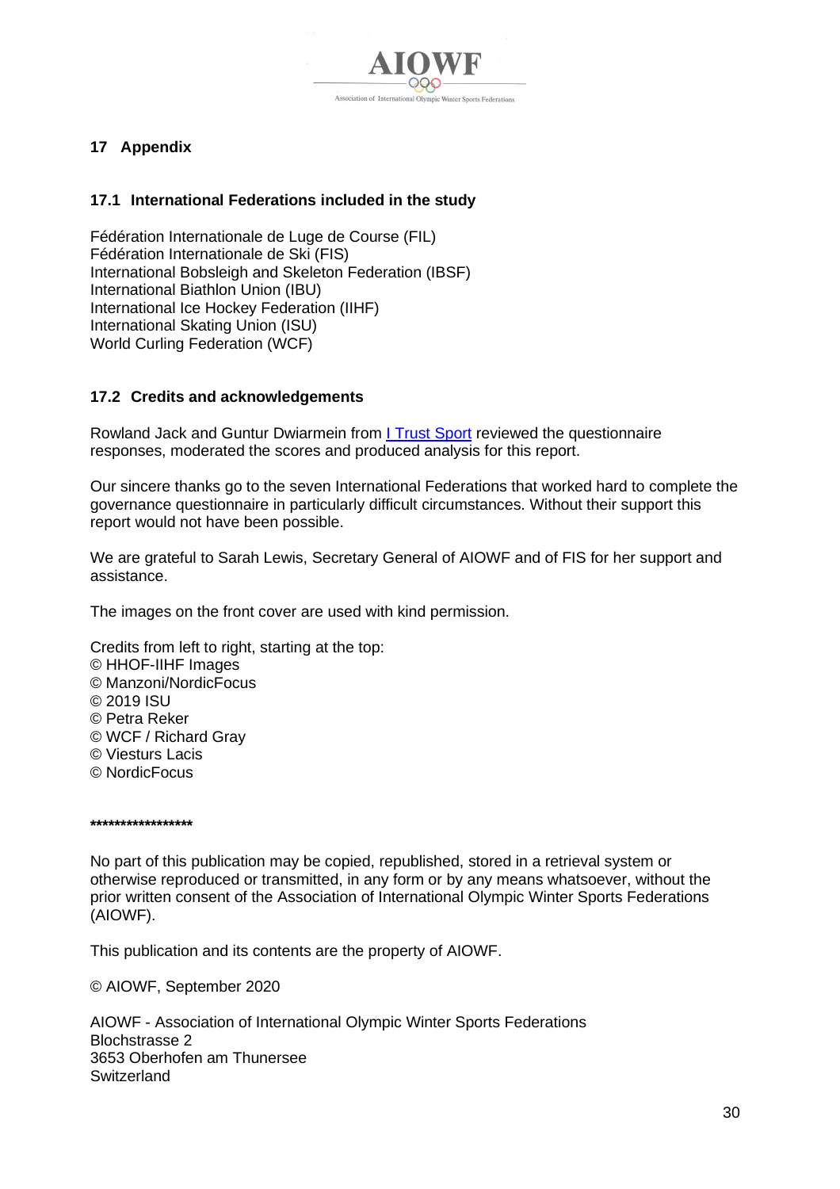## 17 Appendix

### 17.1 International Federations included in the study

Fédération Internationale de Luge de Course (FIL)
Fédération Internationale de Ski (FIS)
International Bobsleigh and Skeleton Federation (IBSF)
International Biathlon Union (IBU)
International Ice Hockey Federation (IIHF)
International Skating Union (ISU)
World Curling Federation (WCF)

### 17.2 Credits and acknowledgements

Rowland Jack and Guntur Dwiarmein from I Trust Sport reviewed the questionnaire responses, moderated the scores and produced analysis for this report.

Our sincere thanks go to the seven International Federations that worked hard to complete the governance questionnaire in particularly difficult circumstances. Without their support this report would not have been possible.

We are grateful to Sarah Lewis, Secretary General of AIOWF and of FIS for her support and assistance.

The images on the front cover are used with kind permission.

Credits from left to right, starting at the top:
© HHOF-IIHF Images
© Manzoni/NordicFocus
© 2019 ISU
© Petra Reker
© WCF / Richard Gray
© Viesturs Lacis
© NordicFocus

*****************

No part of this publication may be copied, republished, stored in a retrieval system or otherwise reproduced or transmitted, in any form or by any means whatsoever, without the prior written consent of the Association of International Olympic Winter Sports Federations (AIOWF).

This publication and its contents are the property of AIOWF.

© AIOWF, September 2020

AIOWF - Association of International Olympic Winter Sports Federations
Blochstrasse 2
3653 Oberhofen am Thunersee
Switzerland